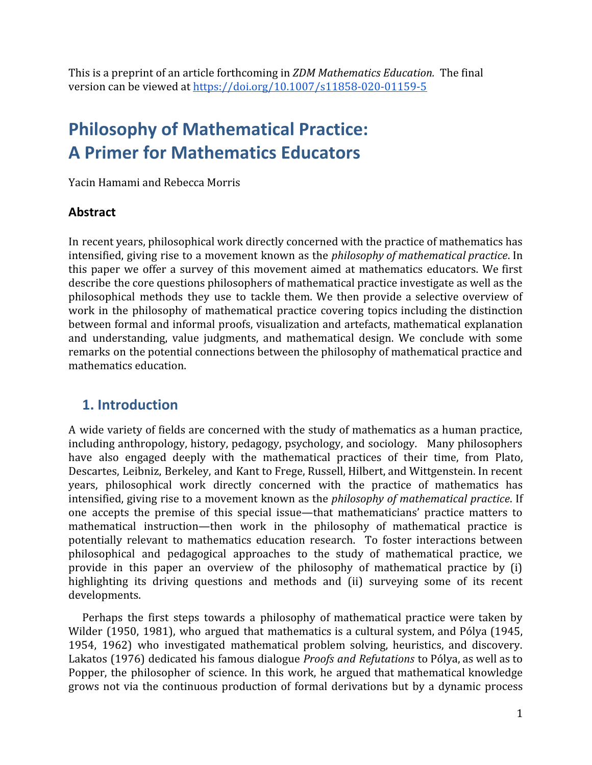This is a preprint of an article forthcoming in *ZDM Mathematics Education.* The final version can be viewed at https://doi.org/10.1007/s11858-020-01159-5

# Philosophy of Mathematical Practice: A Primer for Mathematics Educators

Yacin Hamami and Rebecca Morris

### Abstract

In recent years, philosophical work directly concerned with the practice of mathematics has intensified, giving rise to a movement known as the *philosophy of mathematical practice*. In this paper we offer a survey of this movement aimed at mathematics educators. We first describe the core questions philosophers of mathematical practice investigate as well as the philosophical methods they use to tackle them. We then provide a selective overview of work in the philosophy of mathematical practice covering topics including the distinction between formal and informal proofs, visualization and artefacts, mathematical explanation and understanding, value judgments, and mathematical design. We conclude with some remarks on the potential connections between the philosophy of mathematical practice and mathematics education.

## 1. Introduction

A wide variety of fields are concerned with the study of mathematics as a human practice, including anthropology, history, pedagogy, psychology, and sociology. Many philosophers have also engaged deeply with the mathematical practices of their time, from Plato, Descartes, Leibniz, Berkeley, and Kant to Frege, Russell, Hilbert, and Wittgenstein. In recent years, philosophical work directly concerned with the practice of mathematics has intensified, giving rise to a movement known as the *philosophy of mathematical practice*. If one accepts the premise of this special issue—that mathematicians' practice matters to mathematical instruction—then work in the philosophy of mathematical practice is potentially relevant to mathematics education research. To foster interactions between philosophical and pedagogical approaches to the study of mathematical practice, we provide in this paper an overview of the philosophy of mathematical practice by (i) highlighting its driving questions and methods and (ii) surveying some of its recent developments.

Perhaps the first steps towards a philosophy of mathematical practice were taken by Wilder (1950, 1981), who argued that mathematics is a cultural system, and Pólya (1945, 1954, 1962) who investigated mathematical problem solving, heuristics, and discovery. Lakatos (1976) dedicated his famous dialogue *Proofs and Refutations* to Pólya, as well as to Popper, the philosopher of science. In this work, he argued that mathematical knowledge grows not via the continuous production of formal derivations but by a dynamic process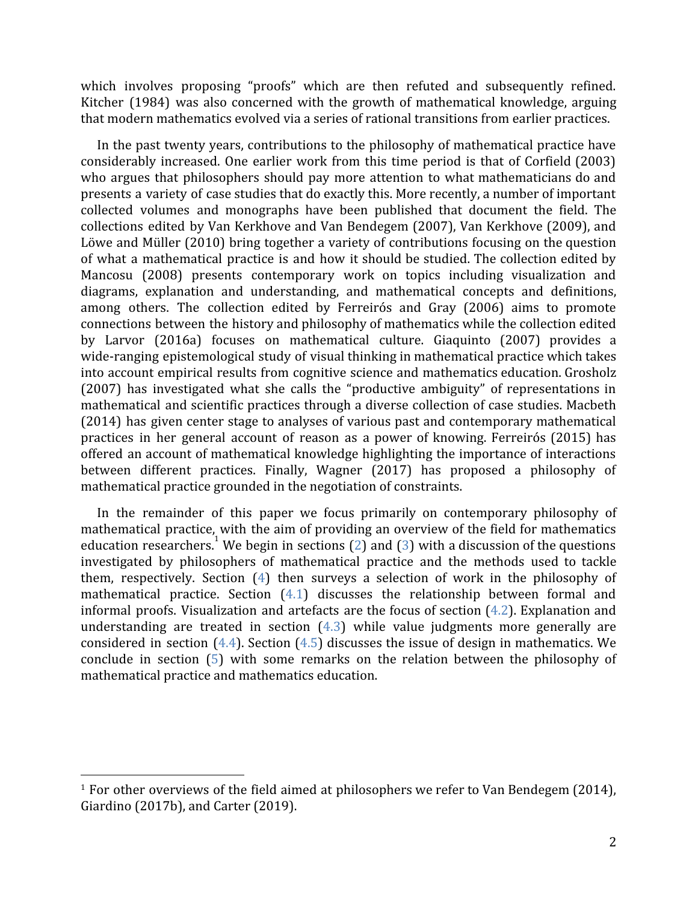which involves proposing "proofs" which are then refuted and subsequently refined. Kitcher (1984) was also concerned with the growth of mathematical knowledge, arguing that modern mathematics evolved via a series of rational transitions from earlier practices.

In the past twenty years, contributions to the philosophy of mathematical practice have considerably increased. One earlier work from this time period is that of Corfield (2003) who argues that philosophers should pay more attention to what mathematicians do and presents a variety of case studies that do exactly this. More recently, a number of important collected volumes and monographs have been published that document the field. The collections edited by Van Kerkhove and Van Bendegem (2007), Van Kerkhove (2009), and Löwe and Müller (2010) bring together a variety of contributions focusing on the question of what a mathematical practice is and how it should be studied. The collection edited by Mancosu (2008) presents contemporary work on topics including visualization and diagrams, explanation and understanding, and mathematical concepts and definitions, among others. The collection edited by Ferreirós and Gray (2006) aims to promote connections between the history and philosophy of mathematics while the collection edited by Larvor (2016a) focuses on mathematical culture. Giaquinto (2007) provides a wide-ranging epistemological study of visual thinking in mathematical practice which takes into account empirical results from cognitive science and mathematics education. Grosholz (2007) has investigated what she calls the "productive ambiguity" of representations in mathematical and scientific practices through a diverse collection of case studies. Macbeth (2014) has given center stage to analyses of various past and contemporary mathematical practices in her general account of reason as a power of knowing. Ferreirós (2015) has offered an account of mathematical knowledge highlighting the importance of interactions between different practices. Finally, Wagner (2017) has proposed a philosophy of mathematical practice grounded in the negotiation of constraints.

In the remainder of this paper we focus primarily on contemporary philosophy of mathematical practice, with the aim of providing an overview of the field for mathematics education researchers.[1] We begin in sections (2) and (3) with a discussion of the questions investigated by philosophers of mathematical practice and the methods used to tackle them, respectively. Section (4) then surveys a selection of work in the philosophy of mathematical practice. Section (4.1) discusses the relationship between formal and informal proofs. Visualization and artefacts are the focus of section (4.2). Explanation and understanding are treated in section (4.3) while value judgments more generally are considered in section (4.4). Section (4.5) discusses the issue of design in mathematics. We conclude in section (5) with some remarks on the relation between the philosophy of mathematical practice and mathematics education.

---

[1] For other overviews of the field aimed at philosophers we refer to Van Bendegem (2014), Giardino (2017b), and Carter (2019).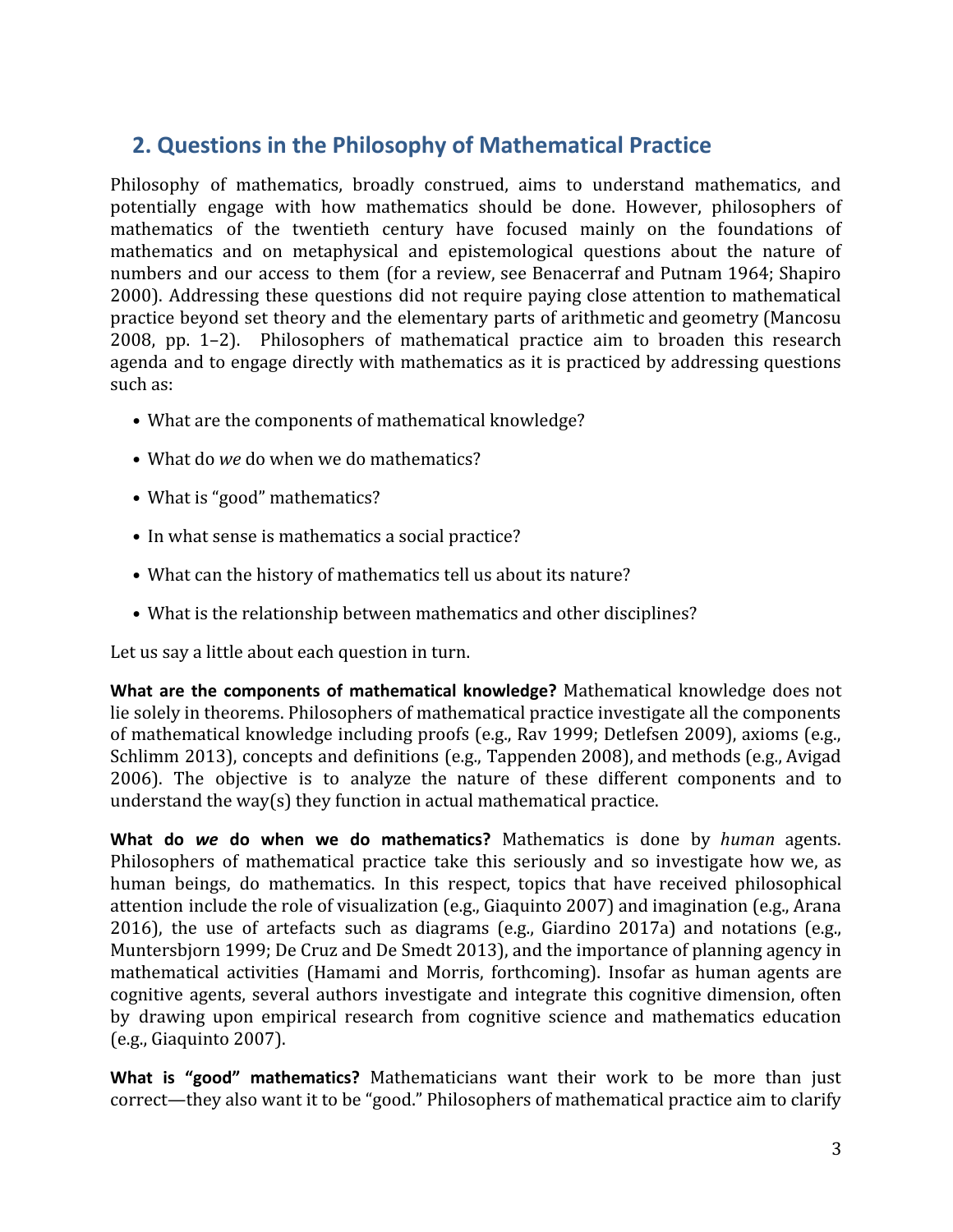## 2. Questions in the Philosophy of Mathematical Practice

Philosophy of mathematics, broadly construed, aims to understand mathematics, and potentially engage with how mathematics should be done. However, philosophers of mathematics of the twentieth century have focused mainly on the foundations of mathematics and on metaphysical and epistemological questions about the nature of numbers and our access to them (for a review, see Benacerraf and Putnam 1964; Shapiro 2000). Addressing these questions did not require paying close attention to mathematical practice beyond set theory and the elementary parts of arithmetic and geometry (Mancosu 2008, pp. 1–2). Philosophers of mathematical practice aim to broaden this research agenda and to engage directly with mathematics as it is practiced by addressing questions such as:

- What are the components of mathematical knowledge?
- What do *we* do when we do mathematics?
- What is "good" mathematics?
- In what sense is mathematics a social practice?
- What can the history of mathematics tell us about its nature?
- What is the relationship between mathematics and other disciplines?

Let us say a little about each question in turn.

**What are the components of mathematical knowledge?** Mathematical knowledge does not lie solely in theorems. Philosophers of mathematical practice investigate all the components of mathematical knowledge including proofs (e.g., Rav 1999; Detlefsen 2009), axioms (e.g., Schlimm 2013), concepts and definitions (e.g., Tappenden 2008), and methods (e.g., Avigad 2006). The objective is to analyze the nature of these different components and to understand the way(s) they function in actual mathematical practice.

**What do *we* do when we do mathematics?** Mathematics is done by *human* agents. Philosophers of mathematical practice take this seriously and so investigate how we, as human beings, do mathematics. In this respect, topics that have received philosophical attention include the role of visualization (e.g., Giaquinto 2007) and imagination (e.g., Arana 2016), the use of artefacts such as diagrams (e.g., Giardino 2017a) and notations (e.g., Muntersbjorn 1999; De Cruz and De Smedt 2013), and the importance of planning agency in mathematical activities (Hamami and Morris, forthcoming). Insofar as human agents are cognitive agents, several authors investigate and integrate this cognitive dimension, often by drawing upon empirical research from cognitive science and mathematics education (e.g., Giaquinto 2007).

**What is "good" mathematics?** Mathematicians want their work to be more than just correct—they also want it to be "good." Philosophers of mathematical practice aim to clarify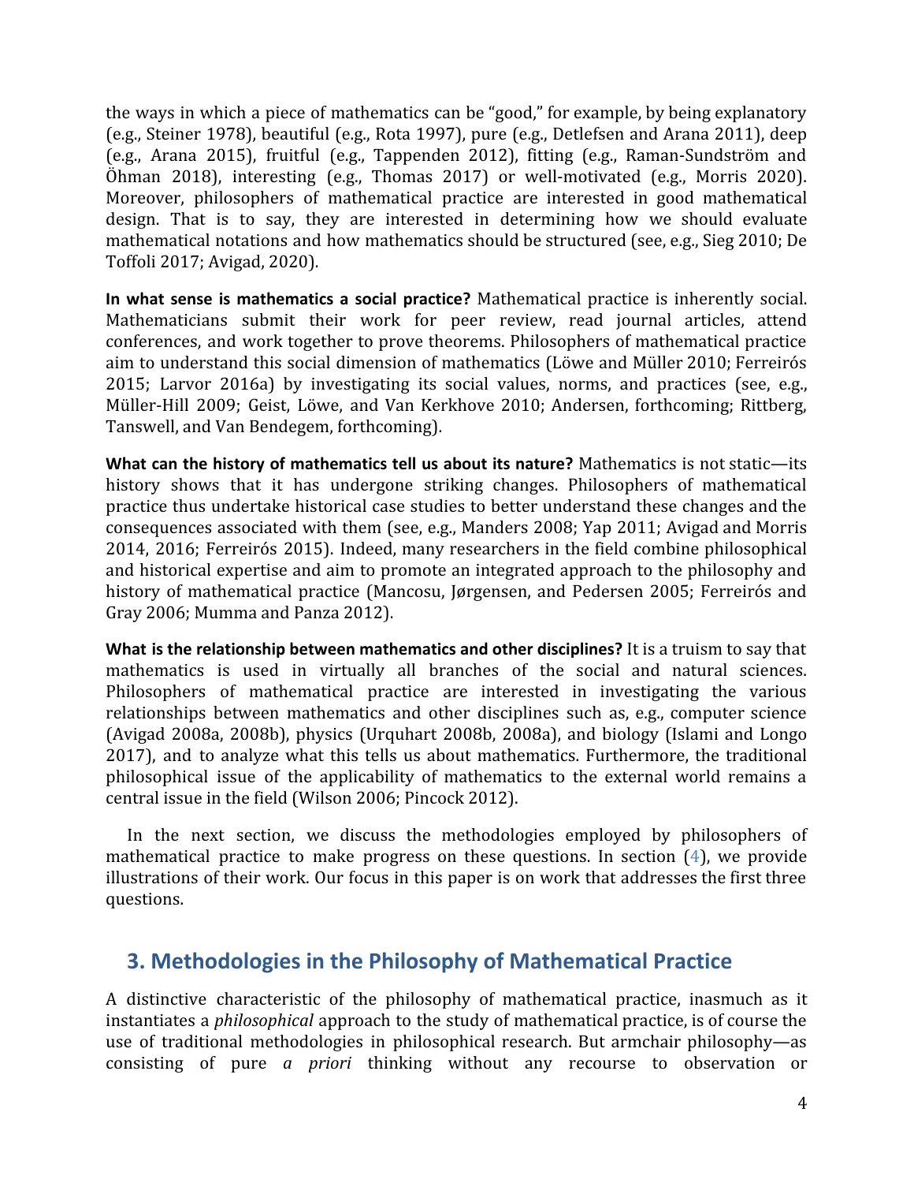the ways in which a piece of mathematics can be "good," for example, by being explanatory (e.g., Steiner 1978), beautiful (e.g., Rota 1997), pure (e.g., Detlefsen and Arana 2011), deep (e.g., Arana 2015), fruitful (e.g., Tappenden 2012), fitting (e.g., Raman-Sundström and Öhman 2018), interesting (e.g., Thomas 2017) or well-motivated (e.g., Morris 2020). Moreover, philosophers of mathematical practice are interested in good mathematical design. That is to say, they are interested in determining how we should evaluate mathematical notations and how mathematics should be structured (see, e.g., Sieg 2010; De Toffoli 2017; Avigad, 2020).

**In what sense is mathematics a social practice?** Mathematical practice is inherently social. Mathematicians submit their work for peer review, read journal articles, attend conferences, and work together to prove theorems. Philosophers of mathematical practice aim to understand this social dimension of mathematics (Löwe and Müller 2010; Ferreirós 2015; Larvor 2016a) by investigating its social values, norms, and practices (see, e.g., Müller-Hill 2009; Geist, Löwe, and Van Kerkhove 2010; Andersen, forthcoming; Rittberg, Tanswell, and Van Bendegem, forthcoming).

**What can the history of mathematics tell us about its nature?** Mathematics is not static—its history shows that it has undergone striking changes. Philosophers of mathematical practice thus undertake historical case studies to better understand these changes and the consequences associated with them (see, e.g., Manders 2008; Yap 2011; Avigad and Morris 2014, 2016; Ferreirós 2015). Indeed, many researchers in the field combine philosophical and historical expertise and aim to promote an integrated approach to the philosophy and history of mathematical practice (Mancosu, Jørgensen, and Pedersen 2005; Ferreirós and Gray 2006; Mumma and Panza 2012).

**What is the relationship between mathematics and other disciplines?** It is a truism to say that mathematics is used in virtually all branches of the social and natural sciences. Philosophers of mathematical practice are interested in investigating the various relationships between mathematics and other disciplines such as, e.g., computer science (Avigad 2008a, 2008b), physics (Urquhart 2008b, 2008a), and biology (Islami and Longo 2017), and to analyze what this tells us about mathematics. Furthermore, the traditional philosophical issue of the applicability of mathematics to the external world remains a central issue in the field (Wilson 2006; Pincock 2012).

In the next section, we discuss the methodologies employed by philosophers of mathematical practice to make progress on these questions. In section (4), we provide illustrations of their work. Our focus in this paper is on work that addresses the first three questions.

## 3. Methodologies in the Philosophy of Mathematical Practice

A distinctive characteristic of the philosophy of mathematical practice, inasmuch as it instantiates a *philosophical* approach to the study of mathematical practice, is of course the use of traditional methodologies in philosophical research. But armchair philosophy—as consisting of pure *a priori* thinking without any recourse to observation or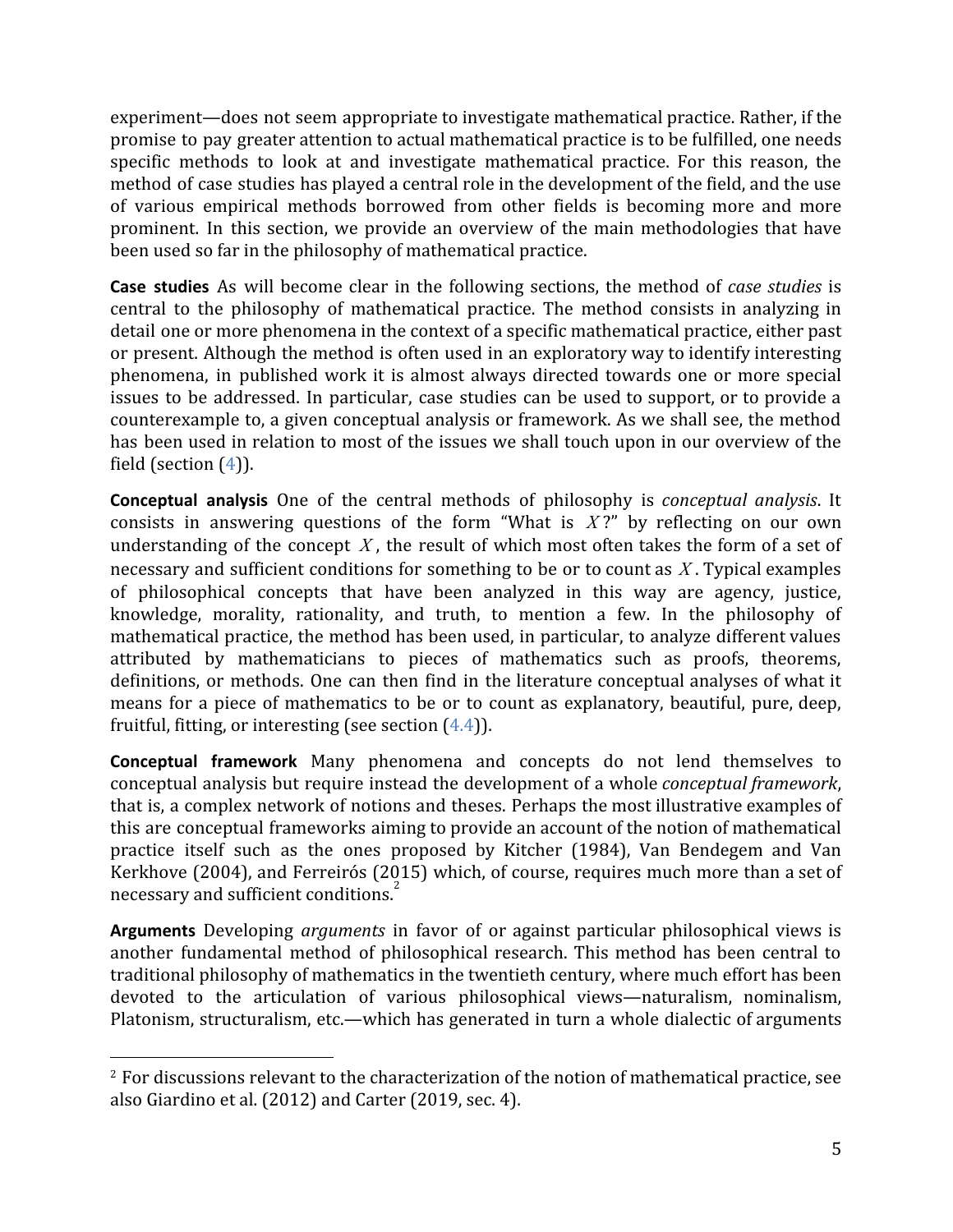experiment—does not seem appropriate to investigate mathematical practice. Rather, if the promise to pay greater attention to actual mathematical practice is to be fulfilled, one needs specific methods to look at and investigate mathematical practice. For this reason, the method of case studies has played a central role in the development of the field, and the use of various empirical methods borrowed from other fields is becoming more and more prominent. In this section, we provide an overview of the main methodologies that have been used so far in the philosophy of mathematical practice.

**Case studies** As will become clear in the following sections, the method of *case studies* is central to the philosophy of mathematical practice. The method consists in analyzing in detail one or more phenomena in the context of a specific mathematical practice, either past or present. Although the method is often used in an exploratory way to identify interesting phenomena, in published work it is almost always directed towards one or more special issues to be addressed. In particular, case studies can be used to support, or to provide a counterexample to, a given conceptual analysis or framework. As we shall see, the method has been used in relation to most of the issues we shall touch upon in our overview of the field (section (4)).

**Conceptual analysis** One of the central methods of philosophy is *conceptual analysis*. It consists in answering questions of the form “What is $X$?” by reflecting on our own understanding of the concept $X$, the result of which most often takes the form of a set of necessary and sufficient conditions for something to be or to count as $X$. Typical examples of philosophical concepts that have been analyzed in this way are agency, justice, knowledge, morality, rationality, and truth, to mention a few. In the philosophy of mathematical practice, the method has been used, in particular, to analyze different values attributed by mathematicians to pieces of mathematics such as proofs, theorems, definitions, or methods. One can then find in the literature conceptual analyses of what it means for a piece of mathematics to be or to count as explanatory, beautiful, pure, deep, fruitful, fitting, or interesting (see section (4.4)).

**Conceptual framework** Many phenomena and concepts do not lend themselves to conceptual analysis but require instead the development of a whole *conceptual framework*, that is, a complex network of notions and theses. Perhaps the most illustrative examples of this are conceptual frameworks aiming to provide an account of the notion of mathematical practice itself such as the ones proposed by Kitcher (1984), Van Bendegem and Van Kerkhove (2004), and Ferreirós (2015) which, of course, requires much more than a set of necessary and sufficient conditions.[2]

**Arguments** Developing *arguments* in favor of or against particular philosophical views is another fundamental method of philosophical research. This method has been central to traditional philosophy of mathematics in the twentieth century, where much effort has been devoted to the articulation of various philosophical views—naturalism, nominalism, Platonism, structuralism, etc.—which has generated in turn a whole dialectic of arguments

[2] For discussions relevant to the characterization of the notion of mathematical practice, see also Giardino et al. (2012) and Carter (2019, sec. 4).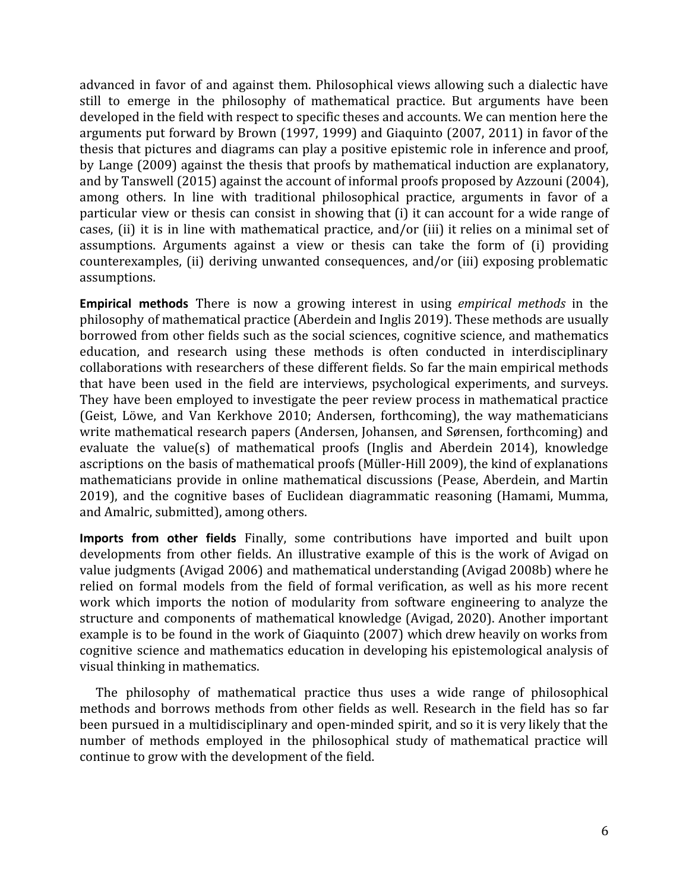advanced in favor of and against them. Philosophical views allowing such a dialectic have still to emerge in the philosophy of mathematical practice. But arguments have been developed in the field with respect to specific theses and accounts. We can mention here the arguments put forward by Brown (1997, 1999) and Giaquinto (2007, 2011) in favor of the thesis that pictures and diagrams can play a positive epistemic role in inference and proof, by Lange (2009) against the thesis that proofs by mathematical induction are explanatory, and by Tanswell (2015) against the account of informal proofs proposed by Azzouni (2004), among others. In line with traditional philosophical practice, arguments in favor of a particular view or thesis can consist in showing that (i) it can account for a wide range of cases, (ii) it is in line with mathematical practice, and/or (iii) it relies on a minimal set of assumptions. Arguments against a view or thesis can take the form of (i) providing counterexamples, (ii) deriving unwanted consequences, and/or (iii) exposing problematic assumptions.

**Empirical methods** There is now a growing interest in using *empirical methods* in the philosophy of mathematical practice (Aberdein and Inglis 2019). These methods are usually borrowed from other fields such as the social sciences, cognitive science, and mathematics education, and research using these methods is often conducted in interdisciplinary collaborations with researchers of these different fields. So far the main empirical methods that have been used in the field are interviews, psychological experiments, and surveys. They have been employed to investigate the peer review process in mathematical practice (Geist, Löwe, and Van Kerkhove 2010; Andersen, forthcoming), the way mathematicians write mathematical research papers (Andersen, Johansen, and Sørensen, forthcoming) and evaluate the value(s) of mathematical proofs (Inglis and Aberdein 2014), knowledge ascriptions on the basis of mathematical proofs (Müller-Hill 2009), the kind of explanations mathematicians provide in online mathematical discussions (Pease, Aberdein, and Martin 2019), and the cognitive bases of Euclidean diagrammatic reasoning (Hamami, Mumma, and Amalric, submitted), among others.

**Imports from other fields** Finally, some contributions have imported and built upon developments from other fields. An illustrative example of this is the work of Avigad on value judgments (Avigad 2006) and mathematical understanding (Avigad 2008b) where he relied on formal models from the field of formal verification, as well as his more recent work which imports the notion of modularity from software engineering to analyze the structure and components of mathematical knowledge (Avigad, 2020). Another important example is to be found in the work of Giaquinto (2007) which drew heavily on works from cognitive science and mathematics education in developing his epistemological analysis of visual thinking in mathematics.

The philosophy of mathematical practice thus uses a wide range of philosophical methods and borrows methods from other fields as well. Research in the field has so far been pursued in a multidisciplinary and open-minded spirit, and so it is very likely that the number of methods employed in the philosophical study of mathematical practice will continue to grow with the development of the field.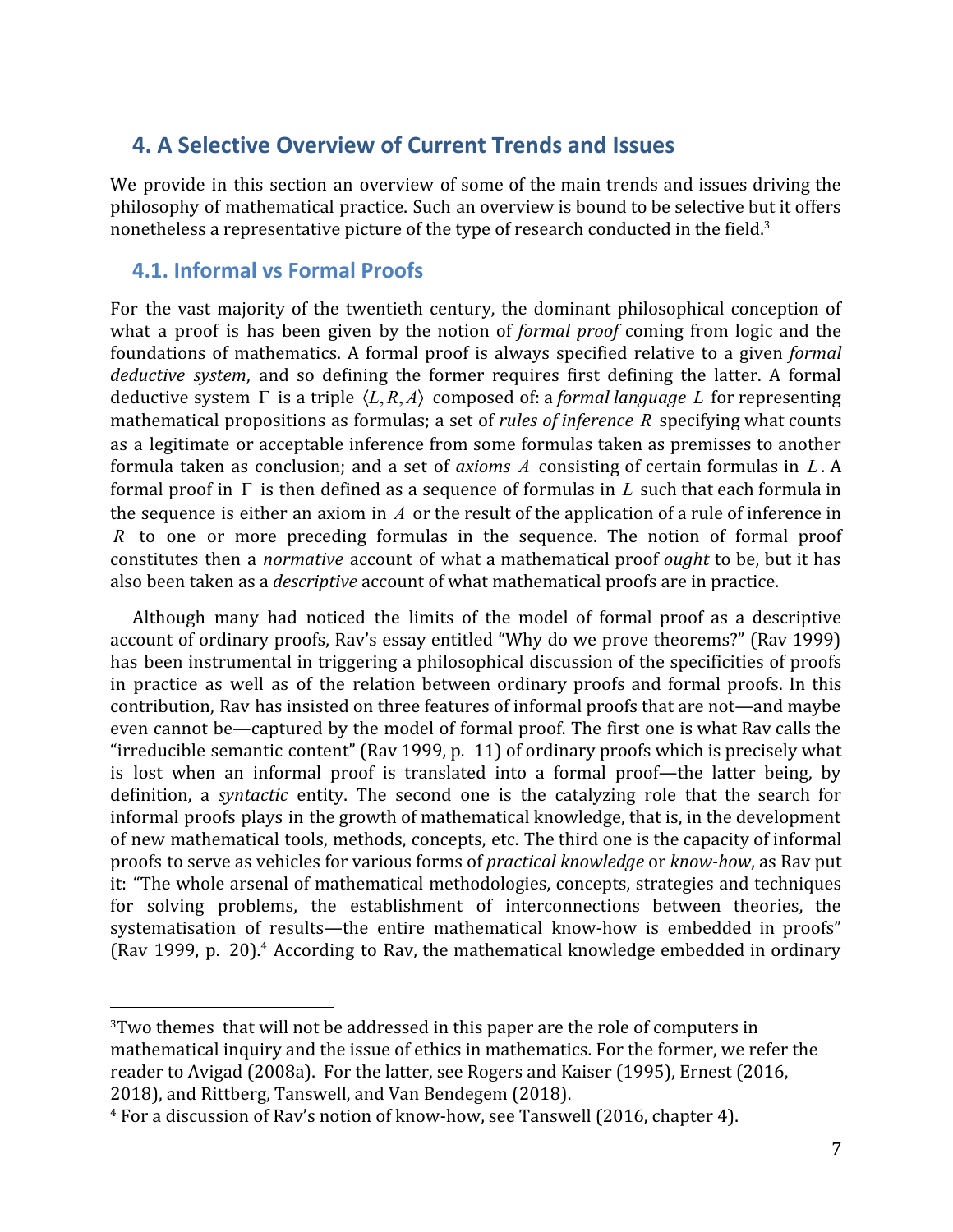## 4. A Selective Overview of Current Trends and Issues

We provide in this section an overview of some of the main trends and issues driving the philosophy of mathematical practice. Such an overview is bound to be selective but it offers nonetheless a representative picture of the type of research conducted in the field.[3]

### 4.1. Informal vs Formal Proofs

For the vast majority of the twentieth century, the dominant philosophical conception of what a proof is has been given by the notion of *formal proof* coming from logic and the foundations of mathematics. A formal proof is always specified relative to a given *formal deductive system*, and so defining the former requires first defining the latter. A formal deductive system $\Gamma$ is a triple $\langle L, R, A \rangle$ composed of: a *formal language* $L$ for representing mathematical propositions as formulas; a set of *rules of inference* $R$ specifying what counts as a legitimate or acceptable inference from some formulas taken as premisses to another formula taken as conclusion; and a set of *axioms* $A$ consisting of certain formulas in $L$. A formal proof in $\Gamma$ is then defined as a sequence of formulas in $L$ such that each formula in the sequence is either an axiom in $A$ or the result of the application of a rule of inference in $R$ to one or more preceding formulas in the sequence. The notion of formal proof constitutes then a *normative* account of what a mathematical proof *ought* to be, but it has also been taken as a *descriptive* account of what mathematical proofs are in practice.

Although many had noticed the limits of the model of formal proof as a descriptive account of ordinary proofs, Rav's essay entitled "Why do we prove theorems?" (Rav 1999) has been instrumental in triggering a philosophical discussion of the specificities of proofs in practice as well as of the relation between ordinary proofs and formal proofs. In this contribution, Rav has insisted on three features of informal proofs that are not—and maybe even cannot be—captured by the model of formal proof. The first one is what Rav calls the "irreducible semantic content" (Rav 1999, p. 11) of ordinary proofs which is precisely what is lost when an informal proof is translated into a formal proof—the latter being, by definition, a *syntactic* entity. The second one is the catalyzing role that the search for informal proofs plays in the growth of mathematical knowledge, that is, in the development of new mathematical tools, methods, concepts, etc. The third one is the capacity of informal proofs to serve as vehicles for various forms of *practical knowledge* or *know-how*, as Rav put it: "The whole arsenal of mathematical methodologies, concepts, strategies and techniques for solving problems, the establishment of interconnections between theories, the systematisation of results—the entire mathematical know-how is embedded in proofs" (Rav 1999, p. 20).[4] According to Rav, the mathematical knowledge embedded in ordinary

[3]Two themes that will not be addressed in this paper are the role of computers in mathematical inquiry and the issue of ethics in mathematics. For the former, we refer the reader to Avigad (2008a). For the latter, see Rogers and Kaiser (1995), Ernest (2016, 2018), and Rittberg, Tanswell, and Van Bendegem (2018).

[4] For a discussion of Rav's notion of know-how, see Tanswell (2016, chapter 4).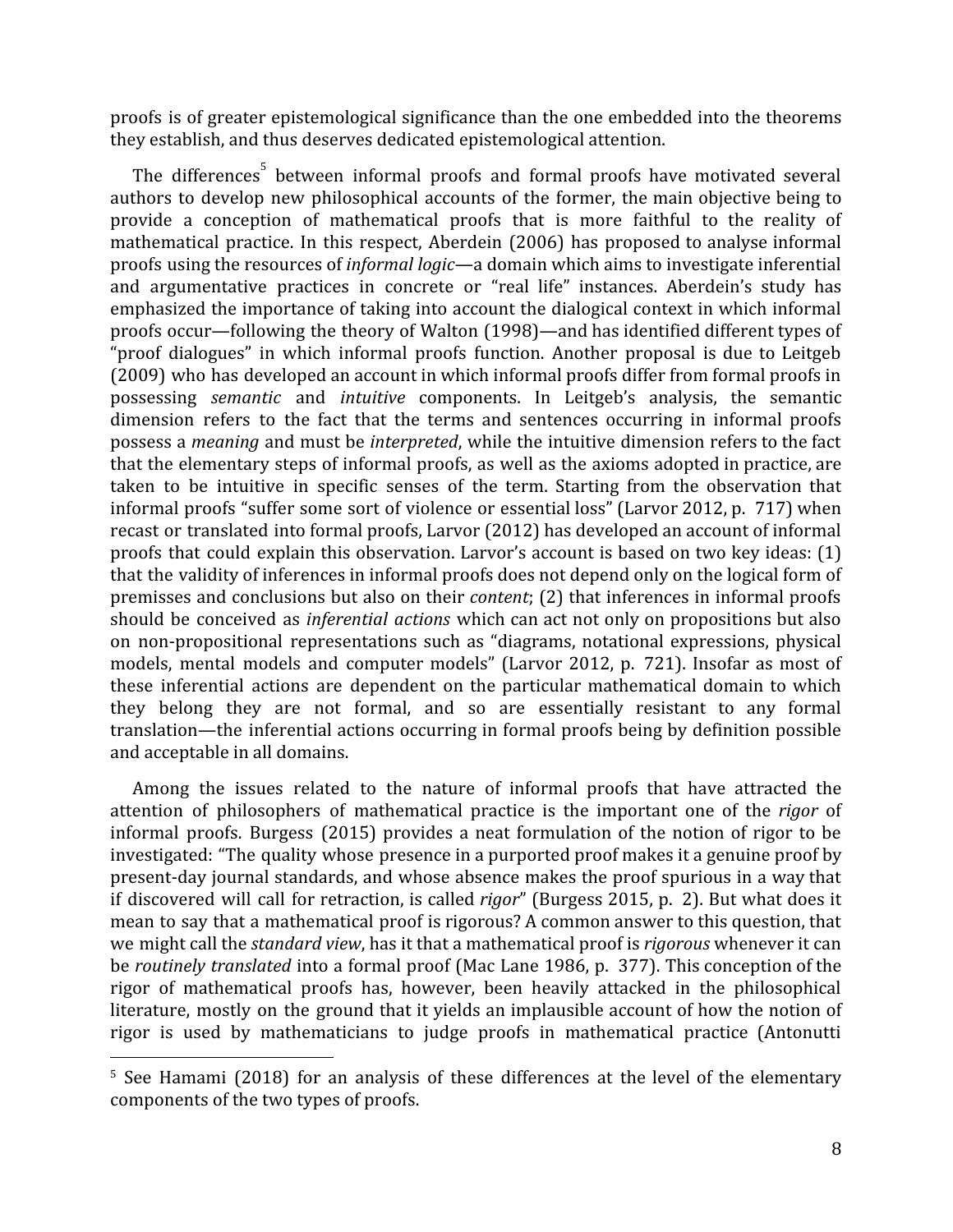proofs is of greater epistemological significance than the one embedded into the theorems they establish, and thus deserves dedicated epistemological attention.

The differences[5] between informal proofs and formal proofs have motivated several authors to develop new philosophical accounts of the former, the main objective being to provide a conception of mathematical proofs that is more faithful to the reality of mathematical practice. In this respect, Aberdein (2006) has proposed to analyse informal proofs using the resources of *informal logic*—a domain which aims to investigate inferential and argumentative practices in concrete or "real life" instances. Aberdein's study has emphasized the importance of taking into account the dialogical context in which informal proofs occur—following the theory of Walton (1998)—and has identified different types of "proof dialogues" in which informal proofs function. Another proposal is due to Leitgeb (2009) who has developed an account in which informal proofs differ from formal proofs in possessing *semantic* and *intuitive* components. In Leitgeb's analysis, the semantic dimension refers to the fact that the terms and sentences occurring in informal proofs possess a *meaning* and must be *interpreted*, while the intuitive dimension refers to the fact that the elementary steps of informal proofs, as well as the axioms adopted in practice, are taken to be intuitive in specific senses of the term. Starting from the observation that informal proofs "suffer some sort of violence or essential loss" (Larvor 2012, p. 717) when recast or translated into formal proofs, Larvor (2012) has developed an account of informal proofs that could explain this observation. Larvor's account is based on two key ideas: (1) that the validity of inferences in informal proofs does not depend only on the logical form of premisses and conclusions but also on their *content*; (2) that inferences in informal proofs should be conceived as *inferential actions* which can act not only on propositions but also on non-propositional representations such as "diagrams, notational expressions, physical models, mental models and computer models" (Larvor 2012, p. 721). Insofar as most of these inferential actions are dependent on the particular mathematical domain to which they belong they are not formal, and so are essentially resistant to any formal translation—the inferential actions occurring in formal proofs being by definition possible and acceptable in all domains.

Among the issues related to the nature of informal proofs that have attracted the attention of philosophers of mathematical practice is the important one of the *rigor* of informal proofs. Burgess (2015) provides a neat formulation of the notion of rigor to be investigated: "The quality whose presence in a purported proof makes it a genuine proof by present-day journal standards, and whose absence makes the proof spurious in a way that if discovered will call for retraction, is called *rigor*" (Burgess 2015, p. 2). But what does it mean to say that a mathematical proof is rigorous? A common answer to this question, that we might call the *standard view*, has it that a mathematical proof is *rigorous* whenever it can be *routinely translated* into a formal proof (Mac Lane 1986, p. 377). This conception of the rigor of mathematical proofs has, however, been heavily attacked in the philosophical literature, mostly on the ground that it yields an implausible account of how the notion of rigor is used by mathematicians to judge proofs in mathematical practice (Antonutti

[5] See Hamami (2018) for an analysis of these differences at the level of the elementary components of the two types of proofs.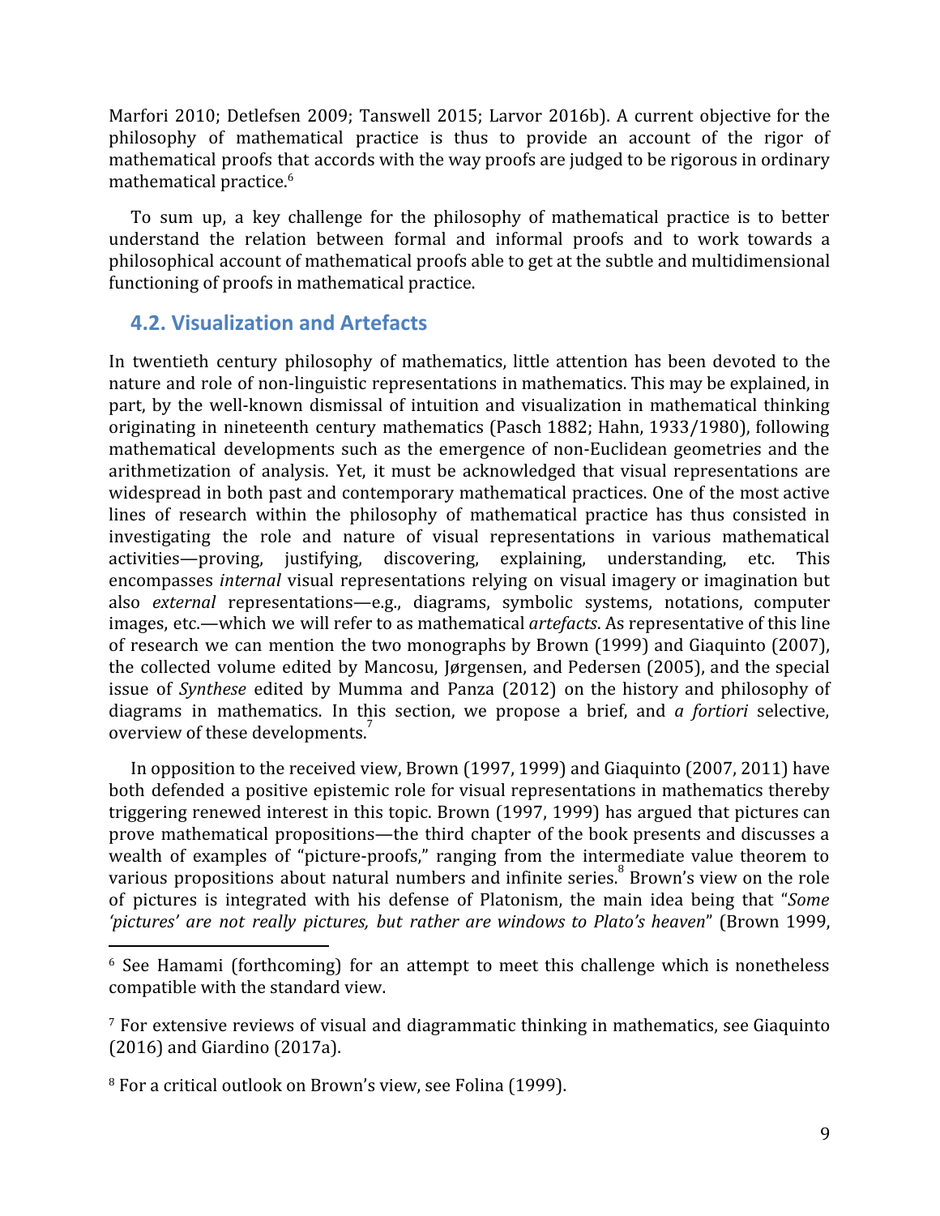Marfori 2010; Detlefsen 2009; Tanswell 2015; Larvor 2016b). A current objective for the philosophy of mathematical practice is thus to provide an account of the rigor of mathematical proofs that accords with the way proofs are judged to be rigorous in ordinary mathematical practice.[6]

To sum up, a key challenge for the philosophy of mathematical practice is to better understand the relation between formal and informal proofs and to work towards a philosophical account of mathematical proofs able to get at the subtle and multidimensional functioning of proofs in mathematical practice.

## 4.2. Visualization and Artefacts

In twentieth century philosophy of mathematics, little attention has been devoted to the nature and role of non-linguistic representations in mathematics. This may be explained, in part, by the well-known dismissal of intuition and visualization in mathematical thinking originating in nineteenth century mathematics (Pasch 1882; Hahn, 1933/1980), following mathematical developments such as the emergence of non-Euclidean geometries and the arithmetization of analysis. Yet, it must be acknowledged that visual representations are widespread in both past and contemporary mathematical practices. One of the most active lines of research within the philosophy of mathematical practice has thus consisted in investigating the role and nature of visual representations in various mathematical activities—proving, justifying, discovering, explaining, understanding, etc. This encompasses *internal* visual representations relying on visual imagery or imagination but also *external* representations—e.g., diagrams, symbolic systems, notations, computer images, etc.—which we will refer to as mathematical *artefacts*. As representative of this line of research we can mention the two monographs by Brown (1999) and Giaquinto (2007), the collected volume edited by Mancosu, Jørgensen, and Pedersen (2005), and the special issue of *Synthese* edited by Mumma and Panza (2012) on the history and philosophy of diagrams in mathematics. In this section, we propose a brief, and *a fortiori* selective, overview of these developments.[7]

In opposition to the received view, Brown (1997, 1999) and Giaquinto (2007, 2011) have both defended a positive epistemic role for visual representations in mathematics thereby triggering renewed interest in this topic. Brown (1997, 1999) has argued that pictures can prove mathematical propositions—the third chapter of the book presents and discusses a wealth of examples of "picture-proofs," ranging from the intermediate value theorem to various propositions about natural numbers and infinite series.[8] Brown's view on the role of pictures is integrated with his defense of Platonism, the main idea being that "*Some 'pictures' are not really pictures, but rather are windows to Plato's heaven*" (Brown 1999,

---

[6] See Hamami (forthcoming) for an attempt to meet this challenge which is nonetheless compatible with the standard view.

[7] For extensive reviews of visual and diagrammatic thinking in mathematics, see Giaquinto (2016) and Giardino (2017a).

[8] For a critical outlook on Brown's view, see Folina (1999).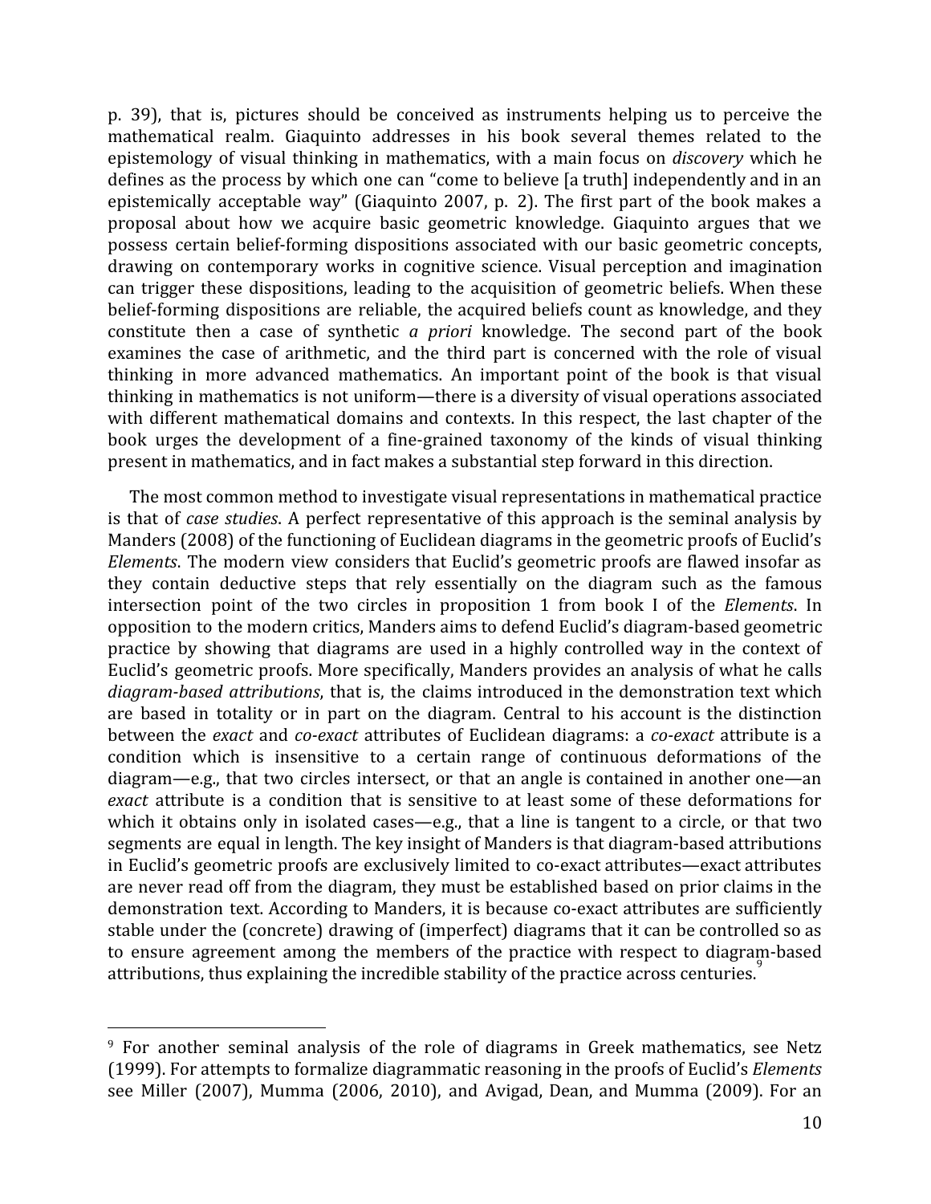p. 39), that is, pictures should be conceived as instruments helping us to perceive the mathematical realm. Giaquinto addresses in his book several themes related to the epistemology of visual thinking in mathematics, with a main focus on *discovery* which he defines as the process by which one can "come to believe [a truth] independently and in an epistemically acceptable way" (Giaquinto 2007, p. 2). The first part of the book makes a proposal about how we acquire basic geometric knowledge. Giaquinto argues that we possess certain belief-forming dispositions associated with our basic geometric concepts, drawing on contemporary works in cognitive science. Visual perception and imagination can trigger these dispositions, leading to the acquisition of geometric beliefs. When these belief-forming dispositions are reliable, the acquired beliefs count as knowledge, and they constitute then a case of synthetic *a priori* knowledge. The second part of the book examines the case of arithmetic, and the third part is concerned with the role of visual thinking in more advanced mathematics. An important point of the book is that visual thinking in mathematics is not uniform—there is a diversity of visual operations associated with different mathematical domains and contexts. In this respect, the last chapter of the book urges the development of a fine-grained taxonomy of the kinds of visual thinking present in mathematics, and in fact makes a substantial step forward in this direction.

The most common method to investigate visual representations in mathematical practice is that of *case studies*. A perfect representative of this approach is the seminal analysis by Manders (2008) of the functioning of Euclidean diagrams in the geometric proofs of Euclid's *Elements*. The modern view considers that Euclid's geometric proofs are flawed insofar as they contain deductive steps that rely essentially on the diagram such as the famous intersection point of the two circles in proposition 1 from book I of the *Elements*. In opposition to the modern critics, Manders aims to defend Euclid's diagram-based geometric practice by showing that diagrams are used in a highly controlled way in the context of Euclid's geometric proofs. More specifically, Manders provides an analysis of what he calls *diagram-based attributions*, that is, the claims introduced in the demonstration text which are based in totality or in part on the diagram. Central to his account is the distinction between the *exact* and *co-exact* attributes of Euclidean diagrams: a *co-exact* attribute is a condition which is insensitive to a certain range of continuous deformations of the diagram—e.g., that two circles intersect, or that an angle is contained in another one—an *exact* attribute is a condition that is sensitive to at least some of these deformations for which it obtains only in isolated cases—e.g., that a line is tangent to a circle, or that two segments are equal in length. The key insight of Manders is that diagram-based attributions in Euclid's geometric proofs are exclusively limited to co-exact attributes—exact attributes are never read off from the diagram, they must be established based on prior claims in the demonstration text. According to Manders, it is because co-exact attributes are sufficiently stable under the (concrete) drawing of (imperfect) diagrams that it can be controlled so as to ensure agreement among the members of the practice with respect to diagram-based attributions, thus explaining the incredible stability of the practice across centuries.[9]

---

[9] For another seminal analysis of the role of diagrams in Greek mathematics, see Netz (1999). For attempts to formalize diagrammatic reasoning in the proofs of Euclid's *Elements* see Miller (2007), Mumma (2006, 2010), and Avigad, Dean, and Mumma (2009). For an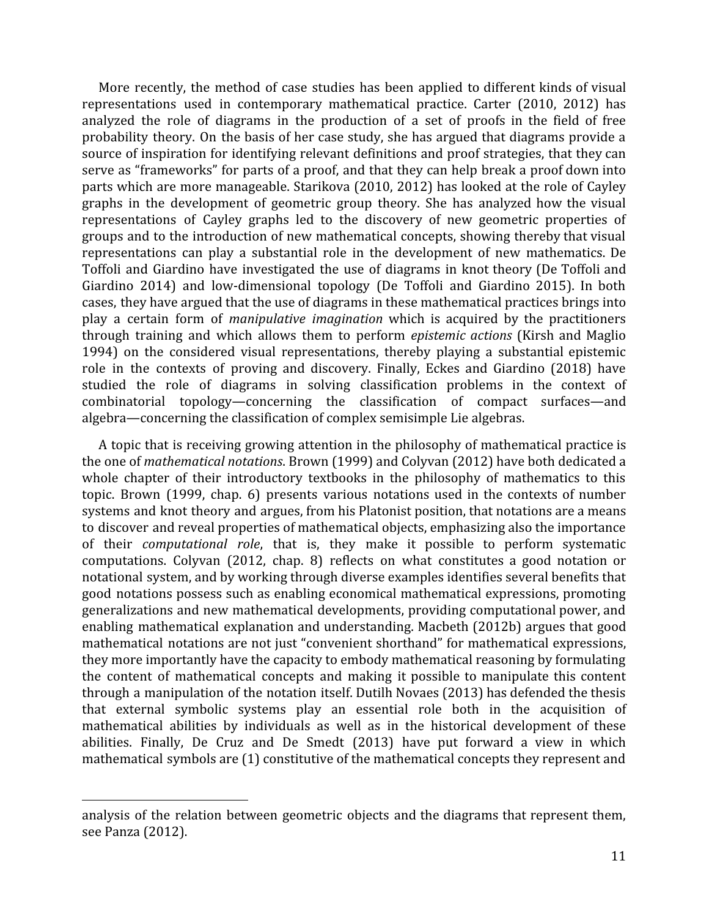More recently, the method of case studies has been applied to different kinds of visual representations used in contemporary mathematical practice. Carter (2010, 2012) has analyzed the role of diagrams in the production of a set of proofs in the field of free probability theory. On the basis of her case study, she has argued that diagrams provide a source of inspiration for identifying relevant definitions and proof strategies, that they can serve as "frameworks" for parts of a proof, and that they can help break a proof down into parts which are more manageable. Starikova (2010, 2012) has looked at the role of Cayley graphs in the development of geometric group theory. She has analyzed how the visual representations of Cayley graphs led to the discovery of new geometric properties of groups and to the introduction of new mathematical concepts, showing thereby that visual representations can play a substantial role in the development of new mathematics. De Toffoli and Giardino have investigated the use of diagrams in knot theory (De Toffoli and Giardino 2014) and low-dimensional topology (De Toffoli and Giardino 2015). In both cases, they have argued that the use of diagrams in these mathematical practices brings into play a certain form of *manipulative imagination* which is acquired by the practitioners through training and which allows them to perform *epistemic actions* (Kirsh and Maglio 1994) on the considered visual representations, thereby playing a substantial epistemic role in the contexts of proving and discovery. Finally, Eckes and Giardino (2018) have studied the role of diagrams in solving classification problems in the context of combinatorial topology—concerning the classification of compact surfaces—and algebra—concerning the classification of complex semisimple Lie algebras.

A topic that is receiving growing attention in the philosophy of mathematical practice is the one of *mathematical notations*. Brown (1999) and Colyvan (2012) have both dedicated a whole chapter of their introductory textbooks in the philosophy of mathematics to this topic. Brown (1999, chap. 6) presents various notations used in the contexts of number systems and knot theory and argues, from his Platonist position, that notations are a means to discover and reveal properties of mathematical objects, emphasizing also the importance of their *computational role*, that is, they make it possible to perform systematic computations. Colyvan (2012, chap. 8) reflects on what constitutes a good notation or notational system, and by working through diverse examples identifies several benefits that good notations possess such as enabling economical mathematical expressions, promoting generalizations and new mathematical developments, providing computational power, and enabling mathematical explanation and understanding. Macbeth (2012b) argues that good mathematical notations are not just "convenient shorthand" for mathematical expressions, they more importantly have the capacity to embody mathematical reasoning by formulating the content of mathematical concepts and making it possible to manipulate this content through a manipulation of the notation itself. Dutilh Novaes (2013) has defended the thesis that external symbolic systems play an essential role both in the acquisition of mathematical abilities by individuals as well as in the historical development of these abilities. Finally, De Cruz and De Smedt (2013) have put forward a view in which mathematical symbols are (1) constitutive of the mathematical concepts they represent and

---

analysis of the relation between geometric objects and the diagrams that represent them, see Panza (2012).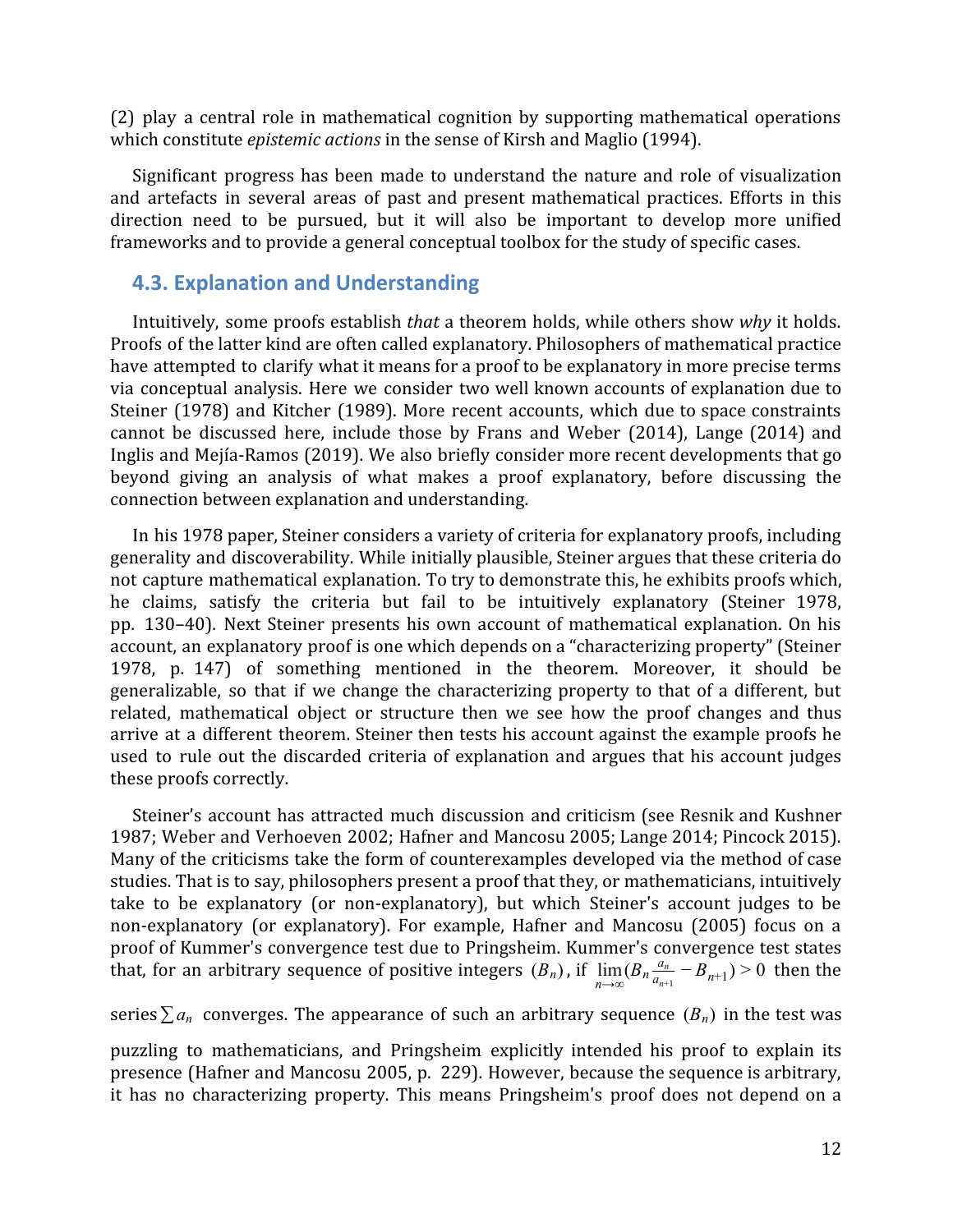(2) play a central role in mathematical cognition by supporting mathematical operations which constitute *epistemic actions* in the sense of Kirsh and Maglio (1994).

Significant progress has been made to understand the nature and role of visualization and artefacts in several areas of past and present mathematical practices. Efforts in this direction need to be pursued, but it will also be important to develop more unified frameworks and to provide a general conceptual toolbox for the study of specific cases.

### 4.3. Explanation and Understanding

Intuitively, some proofs establish *that* a theorem holds, while others show *why* it holds. Proofs of the latter kind are often called explanatory. Philosophers of mathematical practice have attempted to clarify what it means for a proof to be explanatory in more precise terms via conceptual analysis. Here we consider two well known accounts of explanation due to Steiner (1978) and Kitcher (1989). More recent accounts, which due to space constraints cannot be discussed here, include those by Frans and Weber (2014), Lange (2014) and Inglis and Mejía-Ramos (2019). We also briefly consider more recent developments that go beyond giving an analysis of what makes a proof explanatory, before discussing the connection between explanation and understanding.

In his 1978 paper, Steiner considers a variety of criteria for explanatory proofs, including generality and discoverability. While initially plausible, Steiner argues that these criteria do not capture mathematical explanation. To try to demonstrate this, he exhibits proofs which, he claims, satisfy the criteria but fail to be intuitively explanatory (Steiner 1978, pp. 130–40). Next Steiner presents his own account of mathematical explanation. On his account, an explanatory proof is one which depends on a "characterizing property" (Steiner 1978, p. 147) of something mentioned in the theorem. Moreover, it should be generalizable, so that if we change the characterizing property to that of a different, but related, mathematical object or structure then we see how the proof changes and thus arrive at a different theorem. Steiner then tests his account against the example proofs he used to rule out the discarded criteria of explanation and argues that his account judges these proofs correctly.

Steiner's account has attracted much discussion and criticism (see Resnik and Kushner 1987; Weber and Verhoeven 2002; Hafner and Mancosu 2005; Lange 2014; Pincock 2015). Many of the criticisms take the form of counterexamples developed via the method of case studies. That is to say, philosophers present a proof that they, or mathematicians, intuitively take to be explanatory (or non-explanatory), but which Steiner's account judges to be non-explanatory (or explanatory). For example, Hafner and Mancosu (2005) focus on a proof of Kummer's convergence test due to Pringsheim. Kummer's convergence test states that, for an arbitrary sequence of positive integers $(B_n)$, if $\lim_{n\to\infty}(B_n \frac{a_n}{a_{n+1}} - B_{n+1}) > 0$ then the series $\sum a_n$ converges. The appearance of such an arbitrary sequence $(B_n)$ in the test was puzzling to mathematicians, and Pringsheim explicitly intended his proof to explain its presence (Hafner and Mancosu 2005, p. 229). However, because the sequence is arbitrary, it has no characterizing property. This means Pringsheim's proof does not depend on a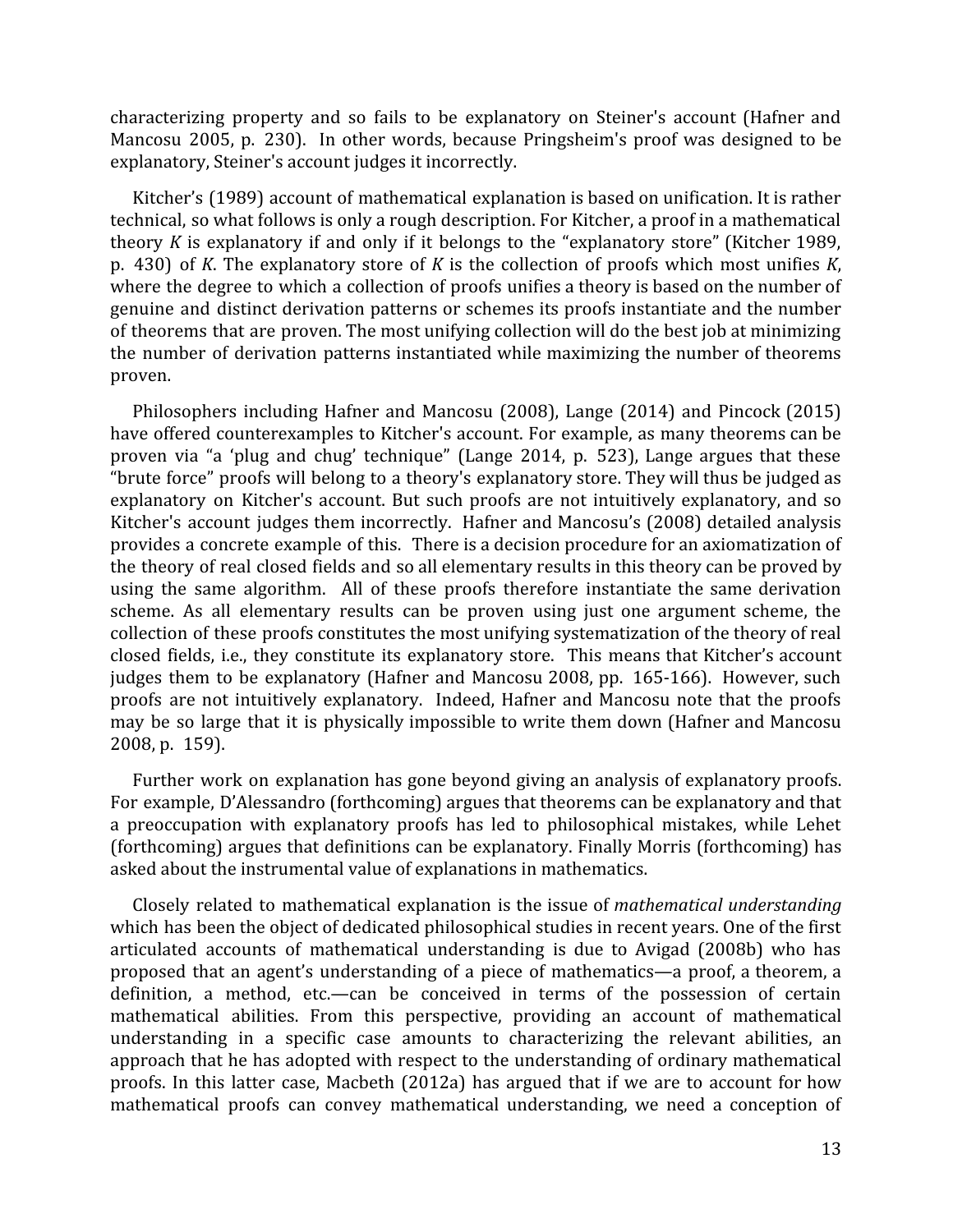characterizing property and so fails to be explanatory on Steiner's account (Hafner and Mancosu 2005, p. 230). In other words, because Pringsheim's proof was designed to be explanatory, Steiner's account judges it incorrectly.

Kitcher's (1989) account of mathematical explanation is based on unification. It is rather technical, so what follows is only a rough description. For Kitcher, a proof in a mathematical theory $K$ is explanatory if and only if it belongs to the "explanatory store" (Kitcher 1989, p. 430) of $K$. The explanatory store of $K$ is the collection of proofs which most unifies $K$, where the degree to which a collection of proofs unifies a theory is based on the number of genuine and distinct derivation patterns or schemes its proofs instantiate and the number of theorems that are proven. The most unifying collection will do the best job at minimizing the number of derivation patterns instantiated while maximizing the number of theorems proven.

Philosophers including Hafner and Mancosu (2008), Lange (2014) and Pincock (2015) have offered counterexamples to Kitcher's account. For example, as many theorems can be proven via "a 'plug and chug' technique" (Lange 2014, p. 523), Lange argues that these "brute force" proofs will belong to a theory's explanatory store. They will thus be judged as explanatory on Kitcher's account. But such proofs are not intuitively explanatory, and so Kitcher's account judges them incorrectly. Hafner and Mancosu's (2008) detailed analysis provides a concrete example of this. There is a decision procedure for an axiomatization of the theory of real closed fields and so all elementary results in this theory can be proved by using the same algorithm. All of these proofs therefore instantiate the same derivation scheme. As all elementary results can be proven using just one argument scheme, the collection of these proofs constitutes the most unifying systematization of the theory of real closed fields, i.e., they constitute its explanatory store. This means that Kitcher's account judges them to be explanatory (Hafner and Mancosu 2008, pp. 165-166). However, such proofs are not intuitively explanatory. Indeed, Hafner and Mancosu note that the proofs may be so large that it is physically impossible to write them down (Hafner and Mancosu 2008, p. 159).

Further work on explanation has gone beyond giving an analysis of explanatory proofs. For example, D'Alessandro (forthcoming) argues that theorems can be explanatory and that a preoccupation with explanatory proofs has led to philosophical mistakes, while Lehet (forthcoming) argues that definitions can be explanatory. Finally Morris (forthcoming) has asked about the instrumental value of explanations in mathematics.

Closely related to mathematical explanation is the issue of *mathematical understanding* which has been the object of dedicated philosophical studies in recent years. One of the first articulated accounts of mathematical understanding is due to Avigad (2008b) who has proposed that an agent's understanding of a piece of mathematics—a proof, a theorem, a definition, a method, etc.—can be conceived in terms of the possession of certain mathematical abilities. From this perspective, providing an account of mathematical understanding in a specific case amounts to characterizing the relevant abilities, an approach that he has adopted with respect to the understanding of ordinary mathematical proofs. In this latter case, Macbeth (2012a) has argued that if we are to account for how mathematical proofs can convey mathematical understanding, we need a conception of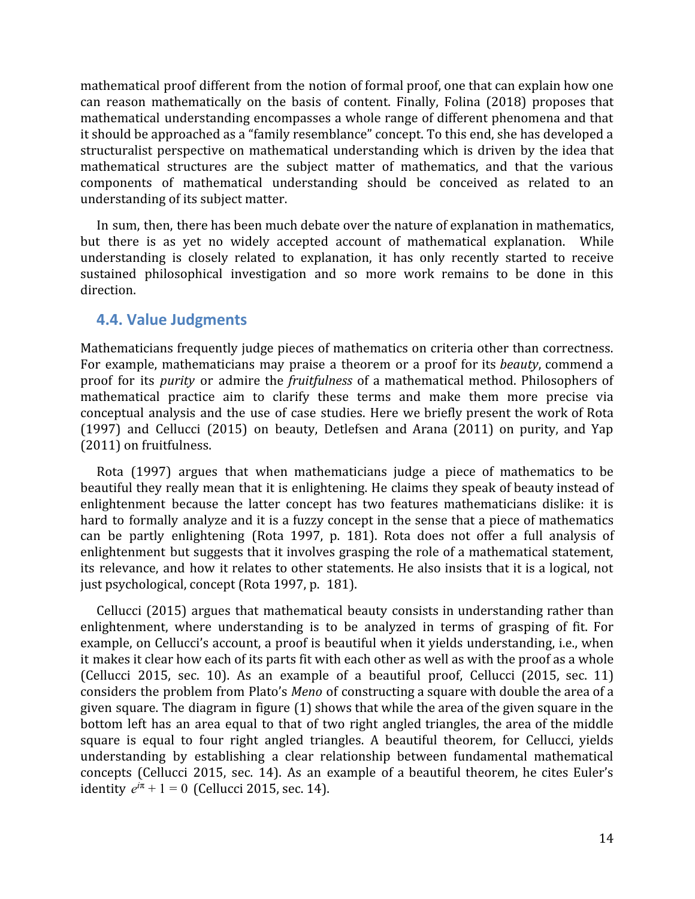mathematical proof different from the notion of formal proof, one that can explain how one can reason mathematically on the basis of content. Finally, Folina (2018) proposes that mathematical understanding encompasses a whole range of different phenomena and that it should be approached as a "family resemblance" concept. To this end, she has developed a structuralist perspective on mathematical understanding which is driven by the idea that mathematical structures are the subject matter of mathematics, and that the various components of mathematical understanding should be conceived as related to an understanding of its subject matter.

In sum, then, there has been much debate over the nature of explanation in mathematics, but there is as yet no widely accepted account of mathematical explanation. While understanding is closely related to explanation, it has only recently started to receive sustained philosophical investigation and so more work remains to be done in this direction.

### 4.4. Value Judgments

Mathematicians frequently judge pieces of mathematics on criteria other than correctness. For example, mathematicians may praise a theorem or a proof for its *beauty*, commend a proof for its *purity* or admire the *fruitfulness* of a mathematical method. Philosophers of mathematical practice aim to clarify these terms and make them more precise via conceptual analysis and the use of case studies. Here we briefly present the work of Rota (1997) and Cellucci (2015) on beauty, Detlefsen and Arana (2011) on purity, and Yap (2011) on fruitfulness.

Rota (1997) argues that when mathematicians judge a piece of mathematics to be beautiful they really mean that it is enlightening. He claims they speak of beauty instead of enlightenment because the latter concept has two features mathematicians dislike: it is hard to formally analyze and it is a fuzzy concept in the sense that a piece of mathematics can be partly enlightening (Rota 1997, p. 181). Rota does not offer a full analysis of enlightenment but suggests that it involves grasping the role of a mathematical statement, its relevance, and how it relates to other statements. He also insists that it is a logical, not just psychological, concept (Rota 1997, p. 181).

Cellucci (2015) argues that mathematical beauty consists in understanding rather than enlightenment, where understanding is to be analyzed in terms of grasping of fit. For example, on Cellucci's account, a proof is beautiful when it yields understanding, i.e., when it makes it clear how each of its parts fit with each other as well as with the proof as a whole (Cellucci 2015, sec. 10). As an example of a beautiful proof, Cellucci (2015, sec. 11) considers the problem from Plato's *Meno* of constructing a square with double the area of a given square. The diagram in figure (1) shows that while the area of the given square in the bottom left has an area equal to that of two right angled triangles, the area of the middle square is equal to four right angled triangles. A beautiful theorem, for Cellucci, yields understanding by establishing a clear relationship between fundamental mathematical concepts (Cellucci 2015, sec. 14). As an example of a beautiful theorem, he cites Euler's identity $e^{i\pi} + 1 = 0$ (Cellucci 2015, sec. 14).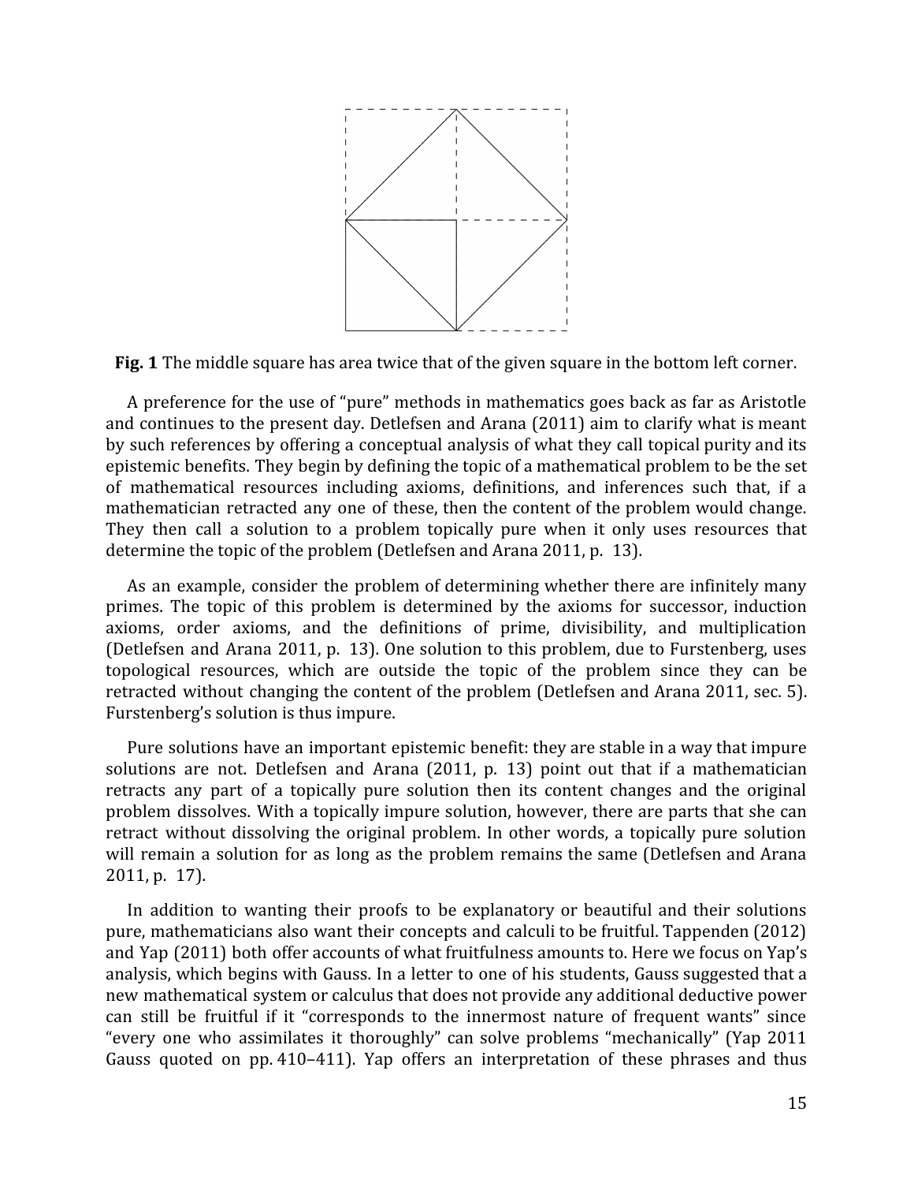**Fig. 1** The middle square has area twice that of the given square in the bottom left corner.

A preference for the use of "pure" methods in mathematics goes back as far as Aristotle and continues to the present day. Detlefsen and Arana (2011) aim to clarify what is meant by such references by offering a conceptual analysis of what they call topical purity and its epistemic benefits. They begin by defining the topic of a mathematical problem to be the set of mathematical resources including axioms, definitions, and inferences such that, if a mathematician retracted any one of these, then the content of the problem would change. They then call a solution to a problem topically pure when it only uses resources that determine the topic of the problem (Detlefsen and Arana 2011, p. 13).

As an example, consider the problem of determining whether there are infinitely many primes. The topic of this problem is determined by the axioms for successor, induction axioms, order axioms, and the definitions of prime, divisibility, and multiplication (Detlefsen and Arana 2011, p. 13). One solution to this problem, due to Furstenberg, uses topological resources, which are outside the topic of the problem since they can be retracted without changing the content of the problem (Detlefsen and Arana 2011, sec. 5). Furstenberg's solution is thus impure.

Pure solutions have an important epistemic benefit: they are stable in a way that impure solutions are not. Detlefsen and Arana (2011, p. 13) point out that if a mathematician retracts any part of a topically pure solution then its content changes and the original problem dissolves. With a topically impure solution, however, there are parts that she can retract without dissolving the original problem. In other words, a topically pure solution will remain a solution for as long as the problem remains the same (Detlefsen and Arana 2011, p. 17).

In addition to wanting their proofs to be explanatory or beautiful and their solutions pure, mathematicians also want their concepts and calculi to be fruitful. Tappenden (2012) and Yap (2011) both offer accounts of what fruitfulness amounts to. Here we focus on Yap's analysis, which begins with Gauss. In a letter to one of his students, Gauss suggested that a new mathematical system or calculus that does not provide any additional deductive power can still be fruitful if it "corresponds to the innermost nature of frequent wants" since "every one who assimilates it thoroughly" can solve problems "mechanically" (Yap 2011 Gauss quoted on pp. 410–411). Yap offers an interpretation of these phrases and thus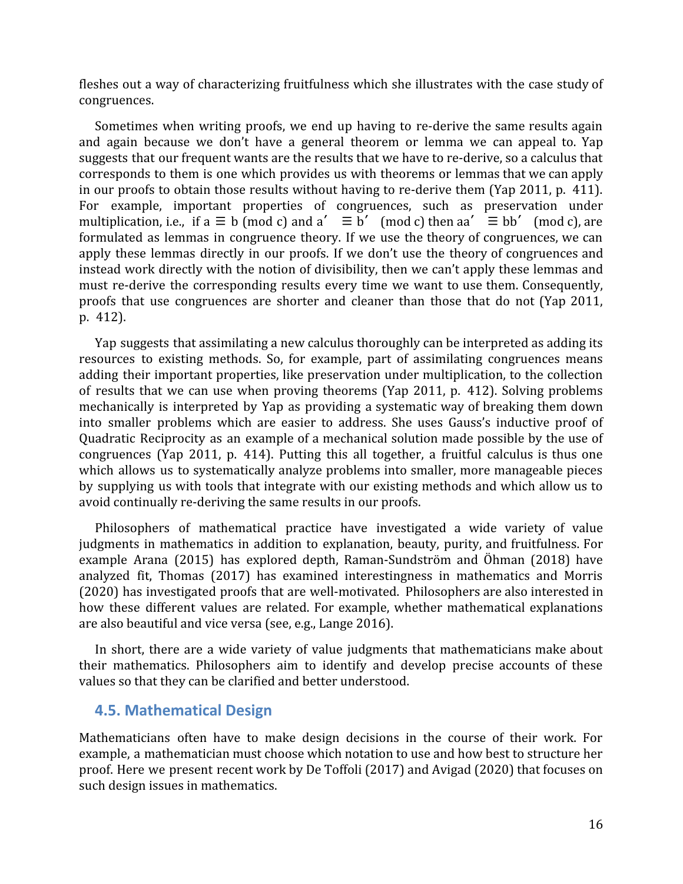fleshes out a way of characterizing fruitfulness which she illustrates with the case study of congruences.

Sometimes when writing proofs, we end up having to re-derive the same results again and again because we don't have a general theorem or lemma we can appeal to. Yap suggests that our frequent wants are the results that we have to re-derive, so a calculus that corresponds to them is one which provides us with theorems or lemmas that we can apply in our proofs to obtain those results without having to re-derive them (Yap 2011, p. 411). For example, important properties of congruences, such as preservation under multiplication, i.e., if $a \equiv b \pmod{c}$ and $a' \equiv b' \pmod{c}$ then $aa' \equiv bb' \pmod{c}$, are formulated as lemmas in congruence theory. If we use the theory of congruences, we can apply these lemmas directly in our proofs. If we don't use the theory of congruences and instead work directly with the notion of divisibility, then we can't apply these lemmas and must re-derive the corresponding results every time we want to use them. Consequently, proofs that use congruences are shorter and cleaner than those that do not (Yap 2011, p. 412).

Yap suggests that assimilating a new calculus thoroughly can be interpreted as adding its resources to existing methods. So, for example, part of assimilating congruences means adding their important properties, like preservation under multiplication, to the collection of results that we can use when proving theorems (Yap 2011, p. 412). Solving problems mechanically is interpreted by Yap as providing a systematic way of breaking them down into smaller problems which are easier to address. She uses Gauss's inductive proof of Quadratic Reciprocity as an example of a mechanical solution made possible by the use of congruences (Yap 2011, p. 414). Putting this all together, a fruitful calculus is thus one which allows us to systematically analyze problems into smaller, more manageable pieces by supplying us with tools that integrate with our existing methods and which allow us to avoid continually re-deriving the same results in our proofs.

Philosophers of mathematical practice have investigated a wide variety of value judgments in mathematics in addition to explanation, beauty, purity, and fruitfulness. For example Arana (2015) has explored depth, Raman-Sundström and Öhman (2018) have analyzed fit, Thomas (2017) has examined interestingness in mathematics and Morris (2020) has investigated proofs that are well-motivated. Philosophers are also interested in how these different values are related. For example, whether mathematical explanations are also beautiful and vice versa (see, e.g., Lange 2016).

In short, there are a wide variety of value judgments that mathematicians make about their mathematics. Philosophers aim to identify and develop precise accounts of these values so that they can be clarified and better understood.

### 4.5. Mathematical Design

Mathematicians often have to make design decisions in the course of their work. For example, a mathematician must choose which notation to use and how best to structure her proof. Here we present recent work by De Toffoli (2017) and Avigad (2020) that focuses on such design issues in mathematics.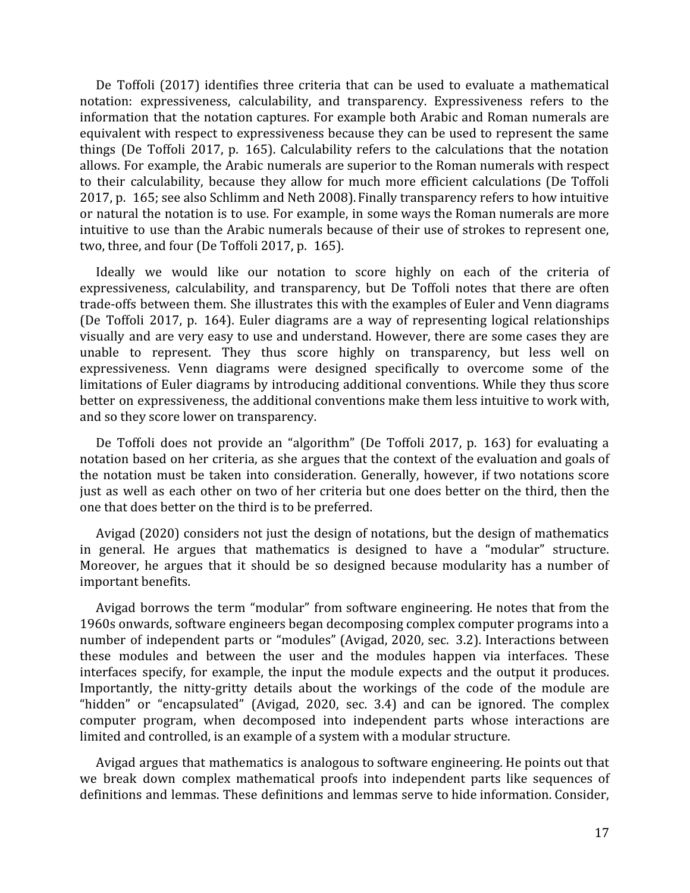De Toffoli (2017) identifies three criteria that can be used to evaluate a mathematical notation: expressiveness, calculability, and transparency. Expressiveness refers to the information that the notation captures. For example both Arabic and Roman numerals are equivalent with respect to expressiveness because they can be used to represent the same things (De Toffoli 2017, p. 165). Calculability refers to the calculations that the notation allows. For example, the Arabic numerals are superior to the Roman numerals with respect to their calculability, because they allow for much more efficient calculations (De Toffoli 2017, p. 165; see also Schlimm and Neth 2008). Finally transparency refers to how intuitive or natural the notation is to use. For example, in some ways the Roman numerals are more intuitive to use than the Arabic numerals because of their use of strokes to represent one, two, three, and four (De Toffoli 2017, p. 165).

Ideally we would like our notation to score highly on each of the criteria of expressiveness, calculability, and transparency, but De Toffoli notes that there are often trade-offs between them. She illustrates this with the examples of Euler and Venn diagrams (De Toffoli 2017, p. 164). Euler diagrams are a way of representing logical relationships visually and are very easy to use and understand. However, there are some cases they are unable to represent. They thus score highly on transparency, but less well on expressiveness. Venn diagrams were designed specifically to overcome some of the limitations of Euler diagrams by introducing additional conventions. While they thus score better on expressiveness, the additional conventions make them less intuitive to work with, and so they score lower on transparency.

De Toffoli does not provide an "algorithm" (De Toffoli 2017, p. 163) for evaluating a notation based on her criteria, as she argues that the context of the evaluation and goals of the notation must be taken into consideration. Generally, however, if two notations score just as well as each other on two of her criteria but one does better on the third, then the one that does better on the third is to be preferred.

Avigad (2020) considers not just the design of notations, but the design of mathematics in general. He argues that mathematics is designed to have a "modular" structure. Moreover, he argues that it should be so designed because modularity has a number of important benefits.

Avigad borrows the term "modular" from software engineering. He notes that from the 1960s onwards, software engineers began decomposing complex computer programs into a number of independent parts or "modules" (Avigad, 2020, sec. 3.2). Interactions between these modules and between the user and the modules happen via interfaces. These interfaces specify, for example, the input the module expects and the output it produces. Importantly, the nitty-gritty details about the workings of the code of the module are "hidden" or "encapsulated" (Avigad, 2020, sec. 3.4) and can be ignored. The complex computer program, when decomposed into independent parts whose interactions are limited and controlled, is an example of a system with a modular structure.

Avigad argues that mathematics is analogous to software engineering. He points out that we break down complex mathematical proofs into independent parts like sequences of definitions and lemmas. These definitions and lemmas serve to hide information. Consider,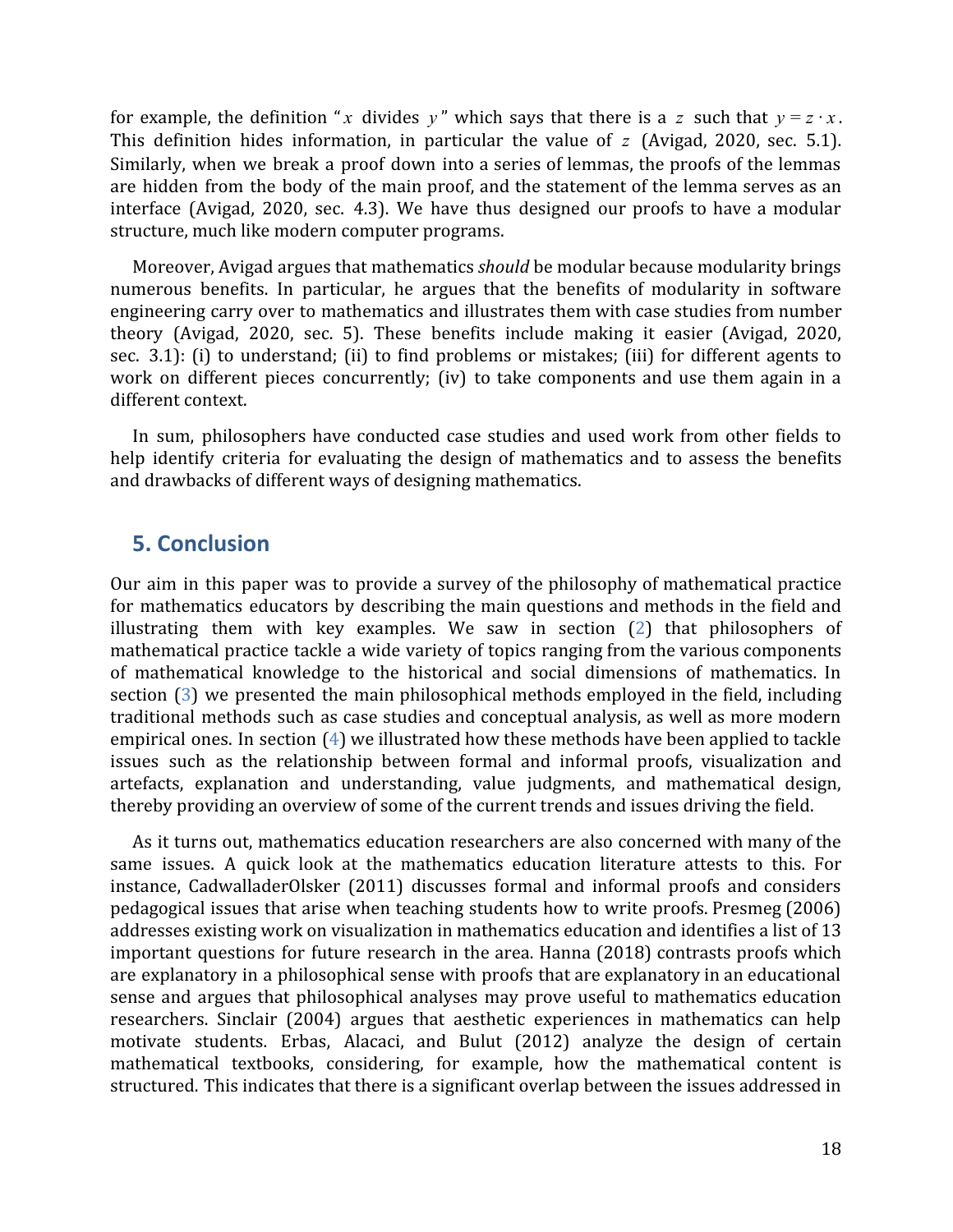for example, the definition “$x$ divides $y$” which says that there is a $z$ such that $y = z \cdot x$. This definition hides information, in particular the value of $z$ (Avigad, 2020, sec. 5.1). Similarly, when we break a proof down into a series of lemmas, the proofs of the lemmas are hidden from the body of the main proof, and the statement of the lemma serves as an interface (Avigad, 2020, sec. 4.3). We have thus designed our proofs to have a modular structure, much like modern computer programs.

Moreover, Avigad argues that mathematics *should* be modular because modularity brings numerous benefits. In particular, he argues that the benefits of modularity in software engineering carry over to mathematics and illustrates them with case studies from number theory (Avigad, 2020, sec. 5). These benefits include making it easier (Avigad, 2020, sec. 3.1): (i) to understand; (ii) to find problems or mistakes; (iii) for different agents to work on different pieces concurrently; (iv) to take components and use them again in a different context.

In sum, philosophers have conducted case studies and used work from other fields to help identify criteria for evaluating the design of mathematics and to assess the benefits and drawbacks of different ways of designing mathematics.

## 5. Conclusion

Our aim in this paper was to provide a survey of the philosophy of mathematical practice for mathematics educators by describing the main questions and methods in the field and illustrating them with key examples. We saw in section (2) that philosophers of mathematical practice tackle a wide variety of topics ranging from the various components of mathematical knowledge to the historical and social dimensions of mathematics. In section (3) we presented the main philosophical methods employed in the field, including traditional methods such as case studies and conceptual analysis, as well as more modern empirical ones. In section (4) we illustrated how these methods have been applied to tackle issues such as the relationship between formal and informal proofs, visualization and artefacts, explanation and understanding, value judgments, and mathematical design, thereby providing an overview of some of the current trends and issues driving the field.

As it turns out, mathematics education researchers are also concerned with many of the same issues. A quick look at the mathematics education literature attests to this. For instance, CadwalladerOlsker (2011) discusses formal and informal proofs and considers pedagogical issues that arise when teaching students how to write proofs. Presmeg (2006) addresses existing work on visualization in mathematics education and identifies a list of 13 important questions for future research in the area. Hanna (2018) contrasts proofs which are explanatory in a philosophical sense with proofs that are explanatory in an educational sense and argues that philosophical analyses may prove useful to mathematics education researchers. Sinclair (2004) argues that aesthetic experiences in mathematics can help motivate students. Erbas, Alacaci, and Bulut (2012) analyze the design of certain mathematical textbooks, considering, for example, how the mathematical content is structured. This indicates that there is a significant overlap between the issues addressed in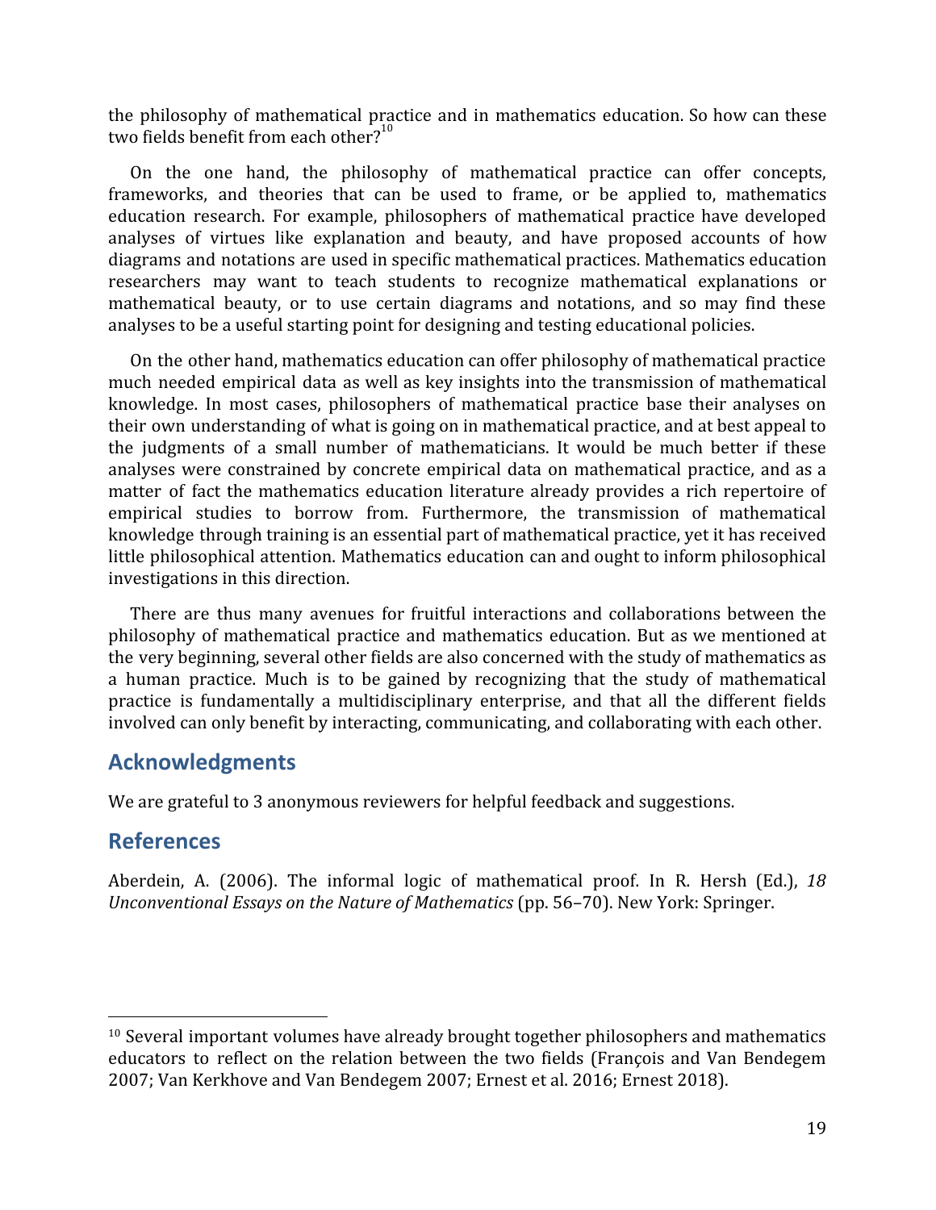the philosophy of mathematical practice and in mathematics education. So how can these two fields benefit from each other?[10]

On the one hand, the philosophy of mathematical practice can offer concepts, frameworks, and theories that can be used to frame, or be applied to, mathematics education research. For example, philosophers of mathematical practice have developed analyses of virtues like explanation and beauty, and have proposed accounts of how diagrams and notations are used in specific mathematical practices. Mathematics education researchers may want to teach students to recognize mathematical explanations or mathematical beauty, or to use certain diagrams and notations, and so may find these analyses to be a useful starting point for designing and testing educational policies.

On the other hand, mathematics education can offer philosophy of mathematical practice much needed empirical data as well as key insights into the transmission of mathematical knowledge. In most cases, philosophers of mathematical practice base their analyses on their own understanding of what is going on in mathematical practice, and at best appeal to the judgments of a small number of mathematicians. It would be much better if these analyses were constrained by concrete empirical data on mathematical practice, and as a matter of fact the mathematics education literature already provides a rich repertoire of empirical studies to borrow from. Furthermore, the transmission of mathematical knowledge through training is an essential part of mathematical practice, yet it has received little philosophical attention. Mathematics education can and ought to inform philosophical investigations in this direction.

There are thus many avenues for fruitful interactions and collaborations between the philosophy of mathematical practice and mathematics education. But as we mentioned at the very beginning, several other fields are also concerned with the study of mathematics as a human practice. Much is to be gained by recognizing that the study of mathematical practice is fundamentally a multidisciplinary enterprise, and that all the different fields involved can only benefit by interacting, communicating, and collaborating with each other.

## Acknowledgments

We are grateful to 3 anonymous reviewers for helpful feedback and suggestions.

## References

Aberdein, A. (2006). The informal logic of mathematical proof. In R. Hersh (Ed.), *18 Unconventional Essays on the Nature of Mathematics* (pp. 56–70). New York: Springer.

---

[10] Several important volumes have already brought together philosophers and mathematics educators to reflect on the relation between the two fields (François and Van Bendegem 2007; Van Kerkhove and Van Bendegem 2007; Ernest et al. 2016; Ernest 2018).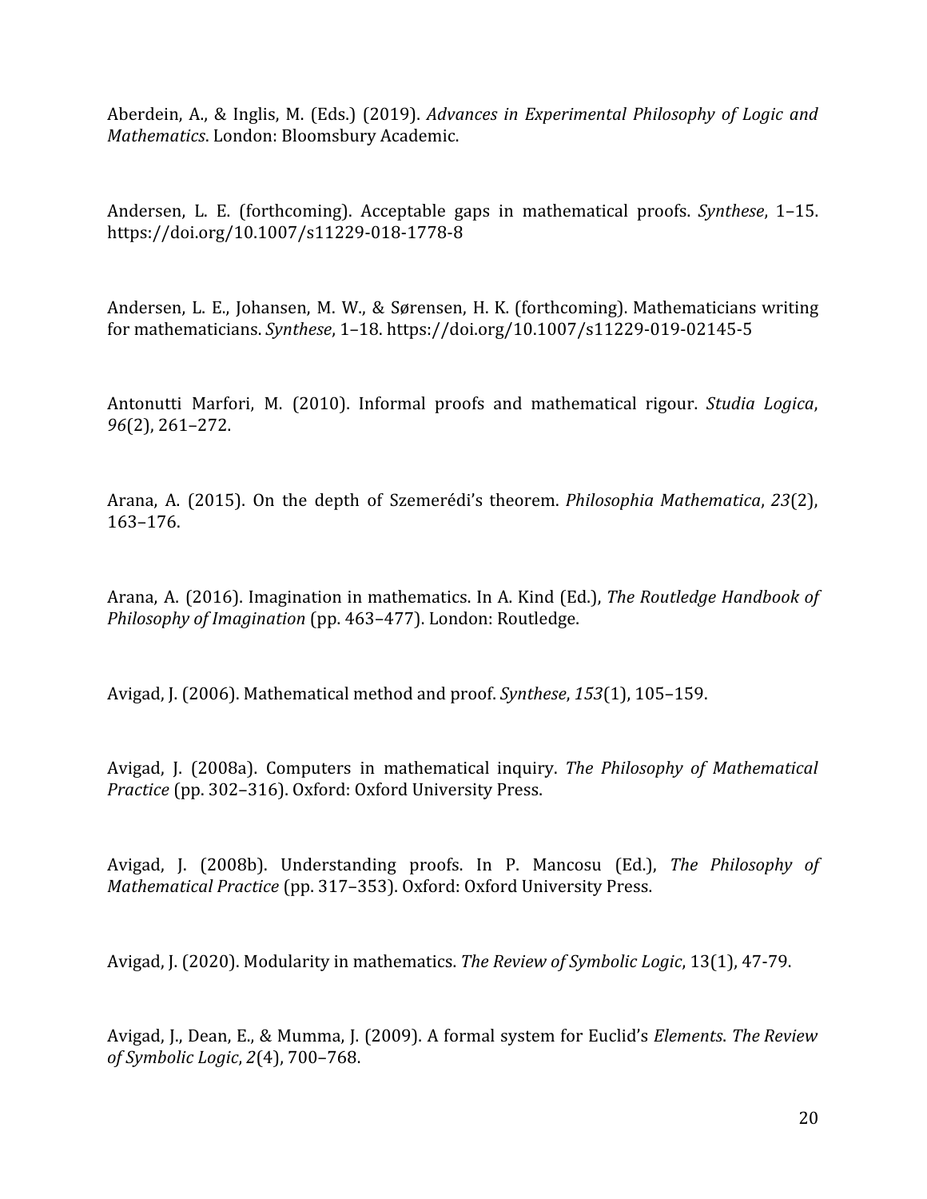Aberdein, A., & Inglis, M. (Eds.) (2019). *Advances in Experimental Philosophy of Logic and Mathematics*. London: Bloomsbury Academic.

Andersen, L. E. (forthcoming). Acceptable gaps in mathematical proofs. *Synthese*, 1–15. https://doi.org/10.1007/s11229-018-1778-8

Andersen, L. E., Johansen, M. W., & Sørensen, H. K. (forthcoming). Mathematicians writing for mathematicians. *Synthese*, 1–18. https://doi.org/10.1007/s11229-019-02145-5

Antonutti Marfori, M. (2010). Informal proofs and mathematical rigour. *Studia Logica*, *96*(2), 261–272.

Arana, A. (2015). On the depth of Szemerédi's theorem. *Philosophia Mathematica*, *23*(2), 163–176.

Arana, A. (2016). Imagination in mathematics. In A. Kind (Ed.), *The Routledge Handbook of Philosophy of Imagination* (pp. 463–477). London: Routledge.

Avigad, J. (2006). Mathematical method and proof. *Synthese*, *153*(1), 105–159.

Avigad, J. (2008a). Computers in mathematical inquiry. *The Philosophy of Mathematical Practice* (pp. 302–316). Oxford: Oxford University Press.

Avigad, J. (2008b). Understanding proofs. In P. Mancosu (Ed.), *The Philosophy of Mathematical Practice* (pp. 317–353). Oxford: Oxford University Press.

Avigad, J. (2020). Modularity in mathematics. *The Review of Symbolic Logic*, 13(1), 47-79.

Avigad, J., Dean, E., & Mumma, J. (2009). A formal system for Euclid's *Elements*. *The Review of Symbolic Logic*, *2*(4), 700–768.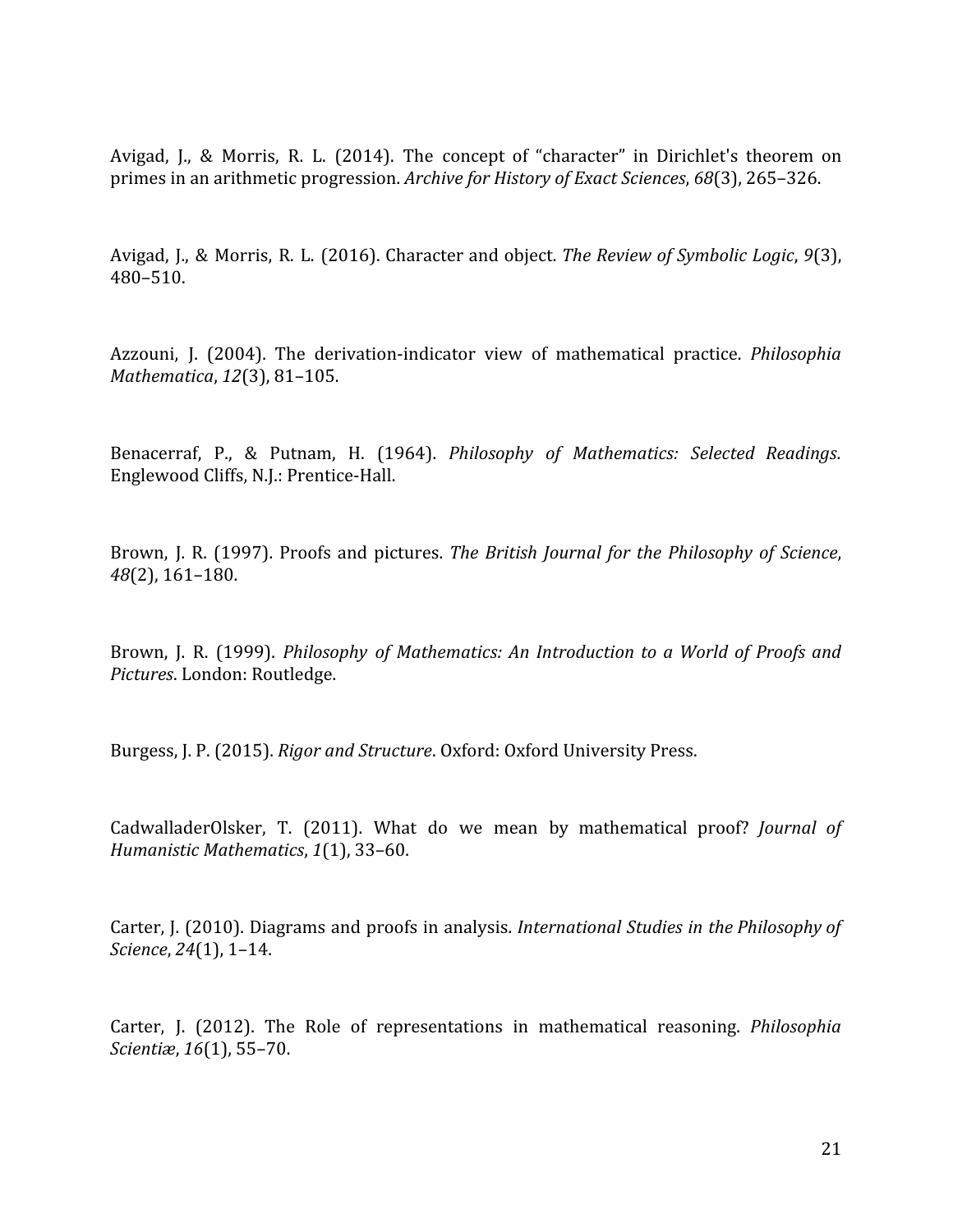Avigad, J., & Morris, R. L. (2014). The concept of “character” in Dirichlet's theorem on primes in an arithmetic progression. *Archive for History of Exact Sciences*, *68*(3), 265–326.

Avigad, J., & Morris, R. L. (2016). Character and object. *The Review of Symbolic Logic*, *9*(3), 480–510.

Azzouni, J. (2004). The derivation-indicator view of mathematical practice. *Philosophia Mathematica*, *12*(3), 81–105.

Benacerraf, P., & Putnam, H. (1964). *Philosophy of Mathematics: Selected Readings*. Englewood Cliffs, N.J.: Prentice-Hall.

Brown, J. R. (1997). Proofs and pictures. *The British Journal for the Philosophy of Science*, *48*(2), 161–180.

Brown, J. R. (1999). *Philosophy of Mathematics: An Introduction to a World of Proofs and Pictures*. London: Routledge.

Burgess, J. P. (2015). *Rigor and Structure*. Oxford: Oxford University Press.

CadwalladerOlsker, T. (2011). What do we mean by mathematical proof? *Journal of Humanistic Mathematics*, *1*(1), 33–60.

Carter, J. (2010). Diagrams and proofs in analysis. *International Studies in the Philosophy of Science*, *24*(1), 1–14.

Carter, J. (2012). The Role of representations in mathematical reasoning. *Philosophia Scientiæ*, *16*(1), 55–70.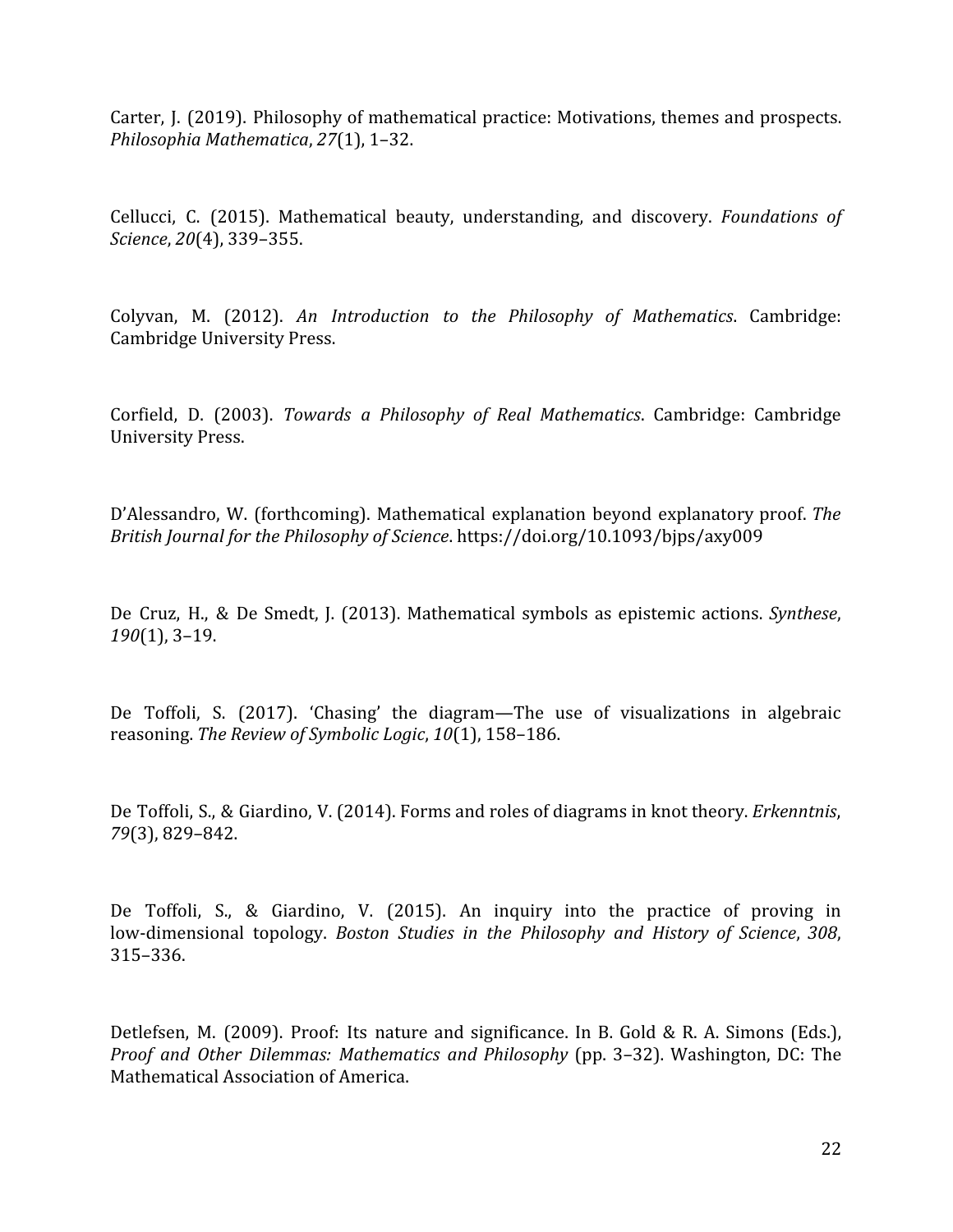Carter, J. (2019). Philosophy of mathematical practice: Motivations, themes and prospects. *Philosophia Mathematica*, *27*(1), 1–32.

Cellucci, C. (2015). Mathematical beauty, understanding, and discovery. *Foundations of Science*, *20*(4), 339–355.

Colyvan, M. (2012). *An Introduction to the Philosophy of Mathematics*. Cambridge: Cambridge University Press.

Corfield, D. (2003). *Towards a Philosophy of Real Mathematics*. Cambridge: Cambridge University Press.

D'Alessandro, W. (forthcoming). Mathematical explanation beyond explanatory proof. *The British Journal for the Philosophy of Science*. https://doi.org/10.1093/bjps/axy009

De Cruz, H., & De Smedt, J. (2013). Mathematical symbols as epistemic actions. *Synthese*, *190*(1), 3–19.

De Toffoli, S. (2017). 'Chasing' the diagram—The use of visualizations in algebraic reasoning. *The Review of Symbolic Logic*, *10*(1), 158–186.

De Toffoli, S., & Giardino, V. (2014). Forms and roles of diagrams in knot theory. *Erkenntnis*, *79*(3), 829–842.

De Toffoli, S., & Giardino, V. (2015). An inquiry into the practice of proving in low-dimensional topology. *Boston Studies in the Philosophy and History of Science*, *308*, 315–336.

Detlefsen, M. (2009). Proof: Its nature and significance. In B. Gold & R. A. Simons (Eds.), *Proof and Other Dilemmas: Mathematics and Philosophy* (pp. 3–32). Washington, DC: The Mathematical Association of America.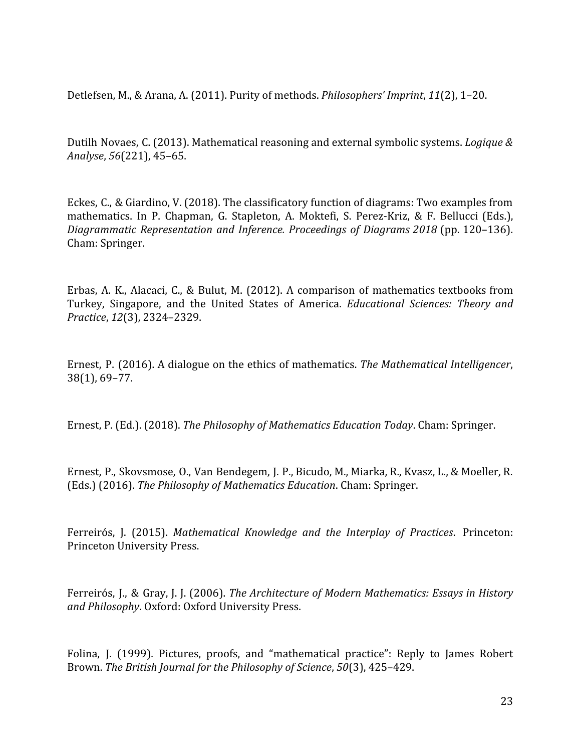Detlefsen, M., & Arana, A. (2011). Purity of methods. *Philosophers' Imprint*, *11*(2), 1–20.

Dutilh Novaes, C. (2013). Mathematical reasoning and external symbolic systems. *Logique & Analyse*, *56*(221), 45–65.

Eckes, C., & Giardino, V. (2018). The classificatory function of diagrams: Two examples from mathematics. In P. Chapman, G. Stapleton, A. Moktefi, S. Perez-Kriz, & F. Bellucci (Eds.), *Diagrammatic Representation and Inference. Proceedings of Diagrams 2018* (pp. 120–136). Cham: Springer.

Erbas, A. K., Alacaci, C., & Bulut, M. (2012). A comparison of mathematics textbooks from Turkey, Singapore, and the United States of America. *Educational Sciences: Theory and Practice*, *12*(3), 2324–2329.

Ernest, P. (2016). A dialogue on the ethics of mathematics. *The Mathematical Intelligencer*, 38(1), 69–77.

Ernest, P. (Ed.). (2018). *The Philosophy of Mathematics Education Today*. Cham: Springer.

Ernest, P., Skovsmose, O., Van Bendegem, J. P., Bicudo, M., Miarka, R., Kvasz, L., & Moeller, R. (Eds.) (2016). *The Philosophy of Mathematics Education*. Cham: Springer.

Ferreirós, J. (2015). *Mathematical Knowledge and the Interplay of Practices.* Princeton: Princeton University Press.

Ferreirós, J., & Gray, J. J. (2006). *The Architecture of Modern Mathematics: Essays in History and Philosophy*. Oxford: Oxford University Press.

Folina, J. (1999). Pictures, proofs, and "mathematical practice": Reply to James Robert Brown. *The British Journal for the Philosophy of Science*, *50*(3), 425–429.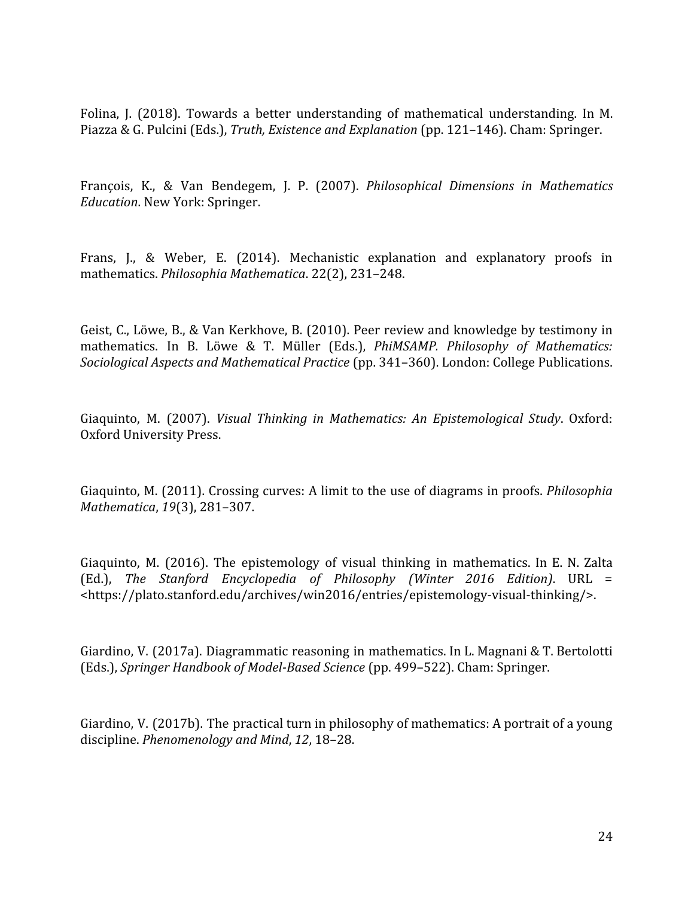Folina, J. (2018). Towards a better understanding of mathematical understanding. In M. Piazza & G. Pulcini (Eds.), *Truth, Existence and Explanation* (pp. 121–146). Cham: Springer.

François, K., & Van Bendegem, J. P. (2007). *Philosophical Dimensions in Mathematics Education*. New York: Springer.

Frans, J., & Weber, E. (2014). Mechanistic explanation and explanatory proofs in mathematics. *Philosophia Mathematica*. 22(2), 231–248.

Geist, C., Löwe, B., & Van Kerkhove, B. (2010). Peer review and knowledge by testimony in mathematics. In B. Löwe & T. Müller (Eds.), *PhiMSAMP. Philosophy of Mathematics: Sociological Aspects and Mathematical Practice* (pp. 341–360). London: College Publications.

Giaquinto, M. (2007). *Visual Thinking in Mathematics: An Epistemological Study*. Oxford: Oxford University Press.

Giaquinto, M. (2011). Crossing curves: A limit to the use of diagrams in proofs. *Philosophia Mathematica*, *19*(3), 281–307.

Giaquinto, M. (2016). The epistemology of visual thinking in mathematics. In E. N. Zalta (Ed.), *The Stanford Encyclopedia of Philosophy (Winter 2016 Edition)*. URL = <https://plato.stanford.edu/archives/win2016/entries/epistemology-visual-thinking/>.

Giardino, V. (2017a). Diagrammatic reasoning in mathematics. In L. Magnani & T. Bertolotti (Eds.), *Springer Handbook of Model-Based Science* (pp. 499–522). Cham: Springer.

Giardino, V. (2017b). The practical turn in philosophy of mathematics: A portrait of a young discipline. *Phenomenology and Mind*, *12*, 18–28.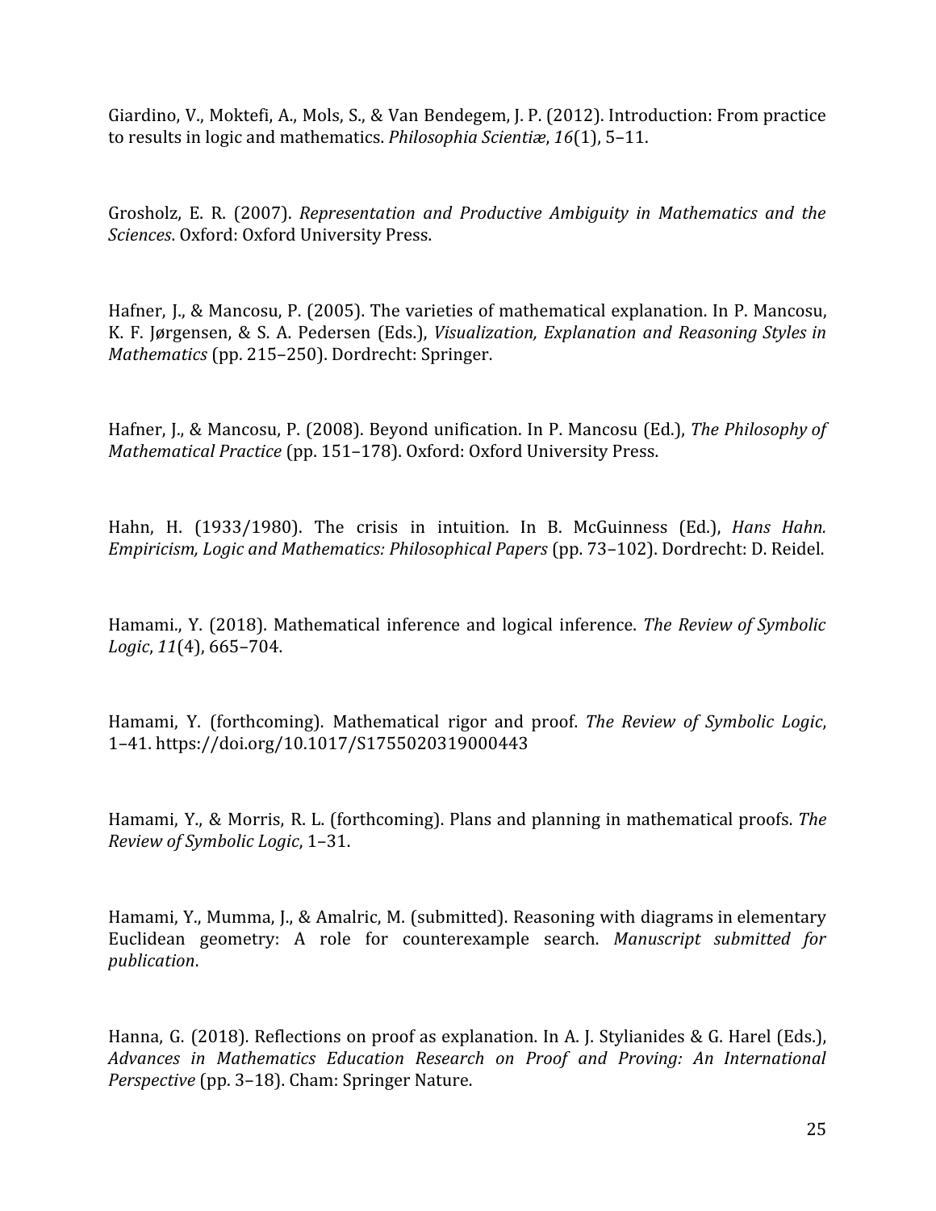Giardino, V., Moktefi, A., Mols, S., & Van Bendegem, J. P. (2012). Introduction: From practice to results in logic and mathematics. *Philosophia Scientiæ*, *16*(1), 5–11.

Grosholz, E. R. (2007). *Representation and Productive Ambiguity in Mathematics and the Sciences*. Oxford: Oxford University Press.

Hafner, J., & Mancosu, P. (2005). The varieties of mathematical explanation. In P. Mancosu, K. F. Jørgensen, & S. A. Pedersen (Eds.), *Visualization, Explanation and Reasoning Styles in Mathematics* (pp. 215–250). Dordrecht: Springer.

Hafner, J., & Mancosu, P. (2008). Beyond unification. In P. Mancosu (Ed.), *The Philosophy of Mathematical Practice* (pp. 151–178). Oxford: Oxford University Press.

Hahn, H. (1933/1980). The crisis in intuition. In B. McGuinness (Ed.), *Hans Hahn. Empiricism, Logic and Mathematics: Philosophical Papers* (pp. 73–102). Dordrecht: D. Reidel.

Hamami., Y. (2018). Mathematical inference and logical inference. *The Review of Symbolic Logic*, *11*(4), 665–704.

Hamami, Y. (forthcoming). Mathematical rigor and proof. *The Review of Symbolic Logic*, 1–41. https://doi.org/10.1017/S1755020319000443

Hamami, Y., & Morris, R. L. (forthcoming). Plans and planning in mathematical proofs. *The Review of Symbolic Logic*, 1–31.

Hamami, Y., Mumma, J., & Amalric, M. (submitted). Reasoning with diagrams in elementary Euclidean geometry: A role for counterexample search. *Manuscript submitted for publication*.

Hanna, G. (2018). Reflections on proof as explanation. In A. J. Stylianides & G. Harel (Eds.), *Advances in Mathematics Education Research on Proof and Proving: An International Perspective* (pp. 3–18). Cham: Springer Nature.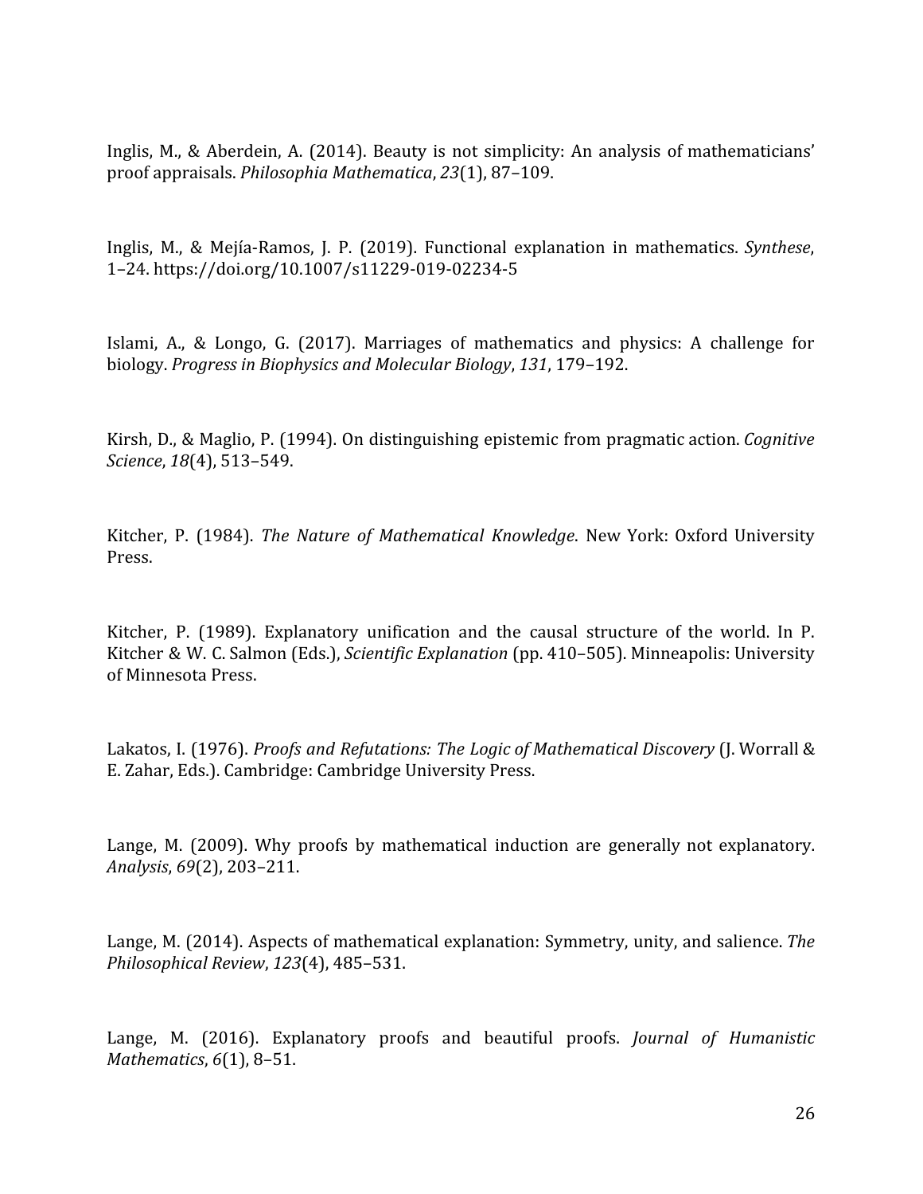Inglis, M., & Aberdein, A. (2014). Beauty is not simplicity: An analysis of mathematicians' proof appraisals. *Philosophia Mathematica*, *23*(1), 87–109.

Inglis, M., & Mejía-Ramos, J. P. (2019). Functional explanation in mathematics. *Synthese*, 1–24. https://doi.org/10.1007/s11229-019-02234-5

Islami, A., & Longo, G. (2017). Marriages of mathematics and physics: A challenge for biology. *Progress in Biophysics and Molecular Biology*, *131*, 179–192.

Kirsh, D., & Maglio, P. (1994). On distinguishing epistemic from pragmatic action. *Cognitive Science*, *18*(4), 513–549.

Kitcher, P. (1984). *The Nature of Mathematical Knowledge*. New York: Oxford University Press.

Kitcher, P. (1989). Explanatory unification and the causal structure of the world. In P. Kitcher & W. C. Salmon (Eds.), *Scientific Explanation* (pp. 410–505). Minneapolis: University of Minnesota Press.

Lakatos, I. (1976). *Proofs and Refutations: The Logic of Mathematical Discovery* (J. Worrall & E. Zahar, Eds.). Cambridge: Cambridge University Press.

Lange, M. (2009). Why proofs by mathematical induction are generally not explanatory. *Analysis*, *69*(2), 203–211.

Lange, M. (2014). Aspects of mathematical explanation: Symmetry, unity, and salience. *The Philosophical Review*, *123*(4), 485–531.

Lange, M. (2016). Explanatory proofs and beautiful proofs. *Journal of Humanistic Mathematics*, *6*(1), 8–51.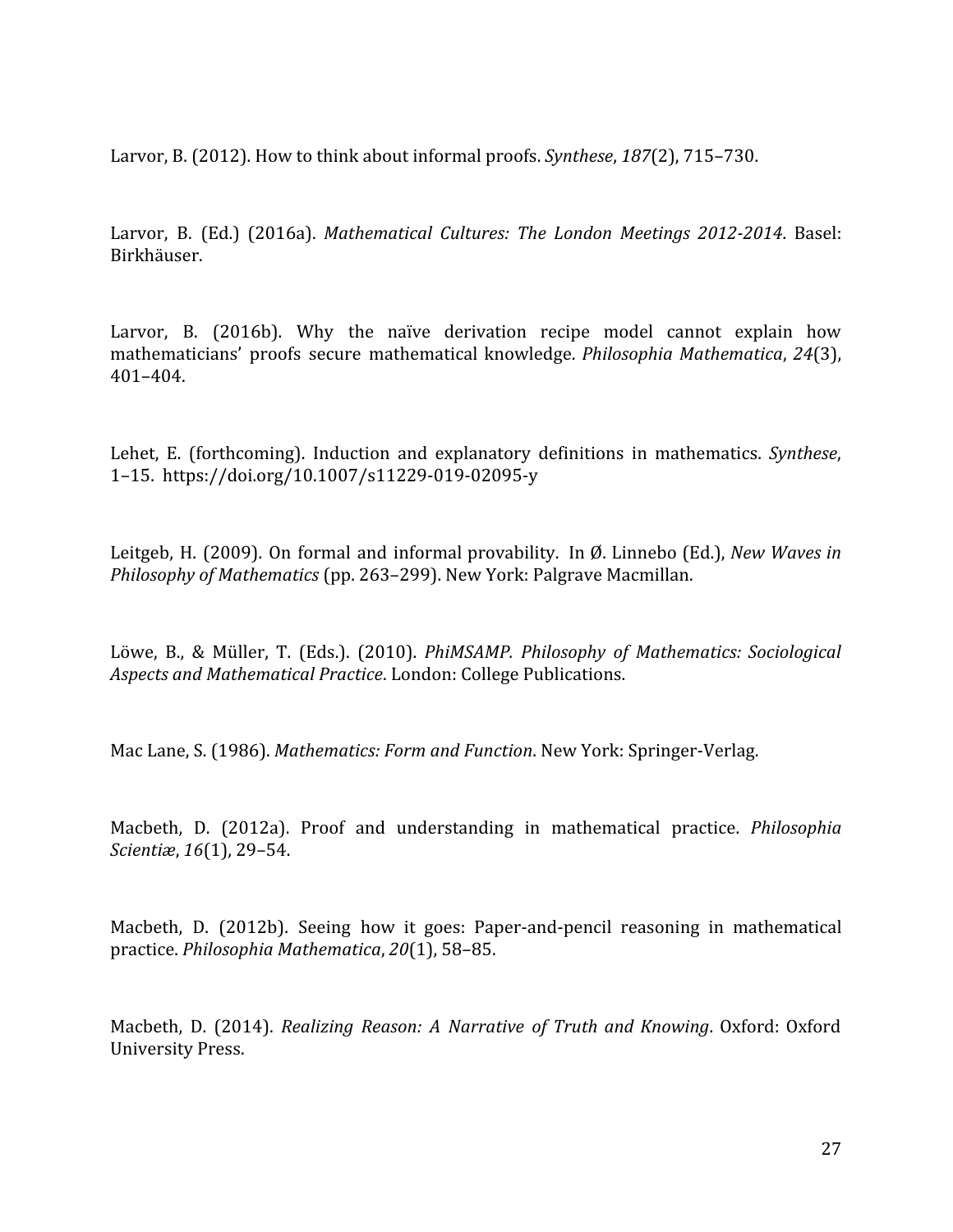Larvor, B. (2012). How to think about informal proofs. *Synthese*, *187*(2), 715–730.

Larvor, B. (Ed.) (2016a). *Mathematical Cultures: The London Meetings 2012-2014*. Basel: Birkhäuser.

Larvor, B. (2016b). Why the naïve derivation recipe model cannot explain how mathematicians' proofs secure mathematical knowledge. *Philosophia Mathematica*, *24*(3), 401–404.

Lehet, E. (forthcoming). Induction and explanatory definitions in mathematics. *Synthese*, 1–15. https://doi.org/10.1007/s11229-019-02095-y

Leitgeb, H. (2009). On formal and informal provability. In Ø. Linnebo (Ed.), *New Waves in Philosophy of Mathematics* (pp. 263–299). New York: Palgrave Macmillan.

Löwe, B., & Müller, T. (Eds.). (2010). *PhiMSAMP. Philosophy of Mathematics: Sociological Aspects and Mathematical Practice*. London: College Publications.

Mac Lane, S. (1986). *Mathematics: Form and Function*. New York: Springer-Verlag.

Macbeth, D. (2012a). Proof and understanding in mathematical practice. *Philosophia Scientiæ*, *16*(1), 29–54.

Macbeth, D. (2012b). Seeing how it goes: Paper-and-pencil reasoning in mathematical practice. *Philosophia Mathematica*, *20*(1), 58–85.

Macbeth, D. (2014). *Realizing Reason: A Narrative of Truth and Knowing*. Oxford: Oxford University Press.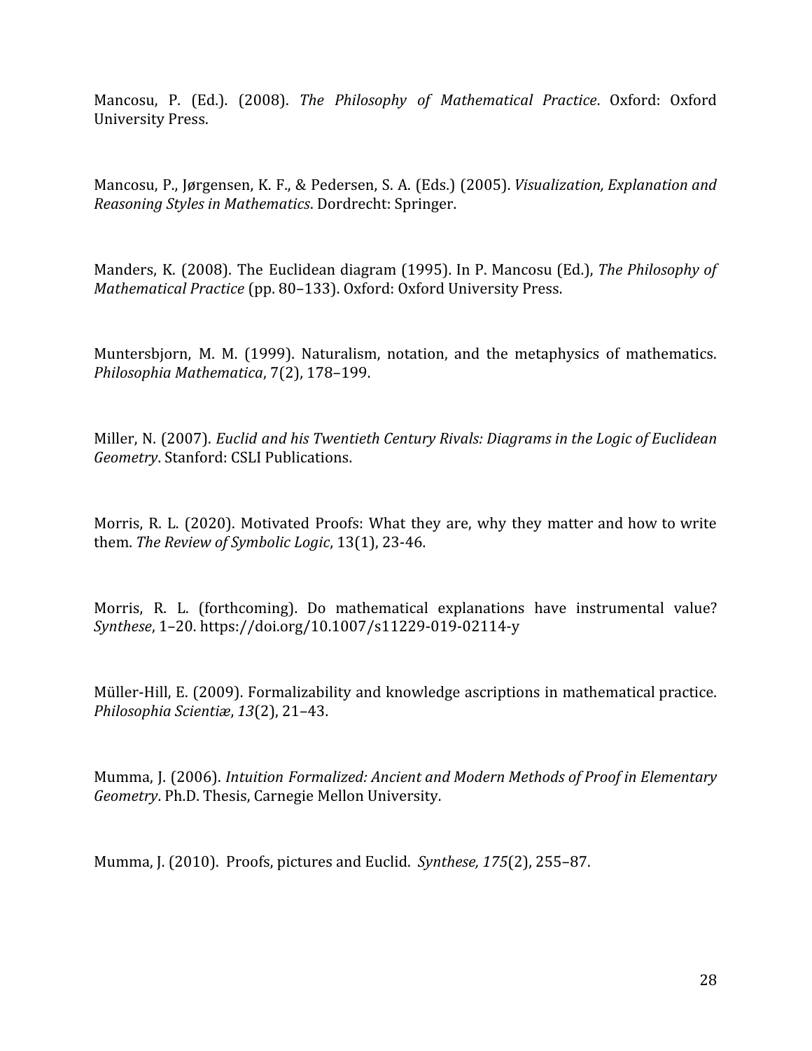Mancosu, P. (Ed.). (2008). *The Philosophy of Mathematical Practice*. Oxford: Oxford University Press.

Mancosu, P., Jørgensen, K. F., & Pedersen, S. A. (Eds.) (2005). *Visualization, Explanation and Reasoning Styles in Mathematics*. Dordrecht: Springer.

Manders, K. (2008). The Euclidean diagram (1995). In P. Mancosu (Ed.), *The Philosophy of Mathematical Practice* (pp. 80–133). Oxford: Oxford University Press.

Muntersbjorn, M. M. (1999). Naturalism, notation, and the metaphysics of mathematics. *Philosophia Mathematica*, 7(2), 178–199.

Miller, N. (2007). *Euclid and his Twentieth Century Rivals: Diagrams in the Logic of Euclidean Geometry*. Stanford: CSLI Publications.

Morris, R. L. (2020). Motivated Proofs: What they are, why they matter and how to write them. *The Review of Symbolic Logic*, 13(1), 23-46.

Morris, R. L. (forthcoming). Do mathematical explanations have instrumental value? *Synthese*, 1–20. https://doi.org/10.1007/s11229-019-02114-y

Müller-Hill, E. (2009). Formalizability and knowledge ascriptions in mathematical practice. *Philosophia Scientiæ*, *13*(2), 21–43.

Mumma, J. (2006). *Intuition Formalized: Ancient and Modern Methods of Proof in Elementary Geometry*. Ph.D. Thesis, Carnegie Mellon University.

Mumma, J. (2010). Proofs, pictures and Euclid. *Synthese, 175*(2), 255–87.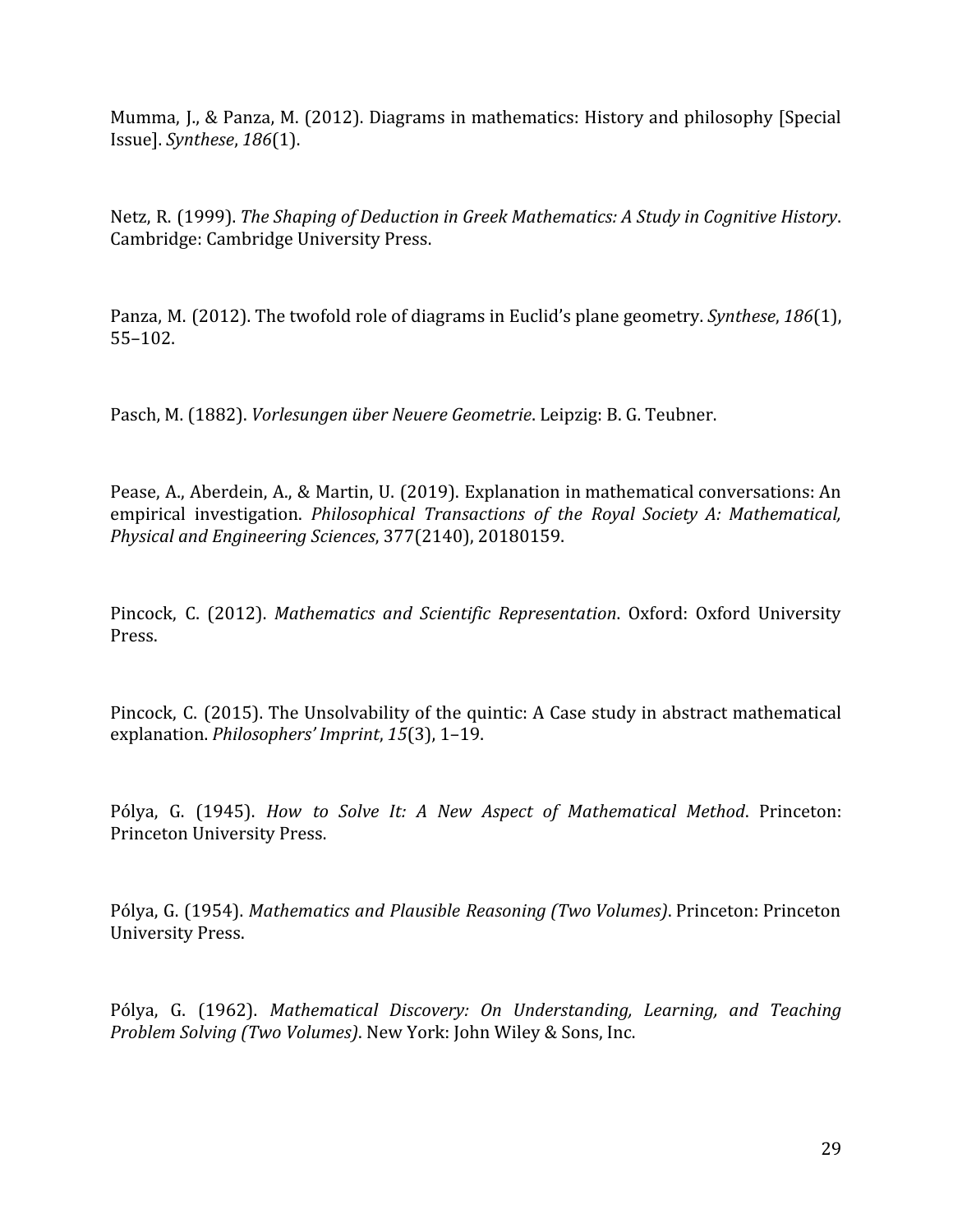Mumma, J., & Panza, M. (2012). Diagrams in mathematics: History and philosophy [Special Issue]. *Synthese*, *186*(1).

Netz, R. (1999). *The Shaping of Deduction in Greek Mathematics: A Study in Cognitive History*. Cambridge: Cambridge University Press.

Panza, M. (2012). The twofold role of diagrams in Euclid's plane geometry. *Synthese*, *186*(1), 55–102.

Pasch, M. (1882). *Vorlesungen über Neuere Geometrie*. Leipzig: B. G. Teubner.

Pease, A., Aberdein, A., & Martin, U. (2019). Explanation in mathematical conversations: An empirical investigation. *Philosophical Transactions of the Royal Society A: Mathematical, Physical and Engineering Sciences*, 377(2140), 20180159.

Pincock, C. (2012). *Mathematics and Scientific Representation*. Oxford: Oxford University Press.

Pincock, C. (2015). The Unsolvability of the quintic: A Case study in abstract mathematical explanation. *Philosophers' Imprint*, *15*(3), 1–19.

Pólya, G. (1945). *How to Solve It: A New Aspect of Mathematical Method*. Princeton: Princeton University Press.

Pólya, G. (1954). *Mathematics and Plausible Reasoning (Two Volumes)*. Princeton: Princeton University Press.

Pólya, G. (1962). *Mathematical Discovery: On Understanding, Learning, and Teaching Problem Solving (Two Volumes)*. New York: John Wiley & Sons, Inc.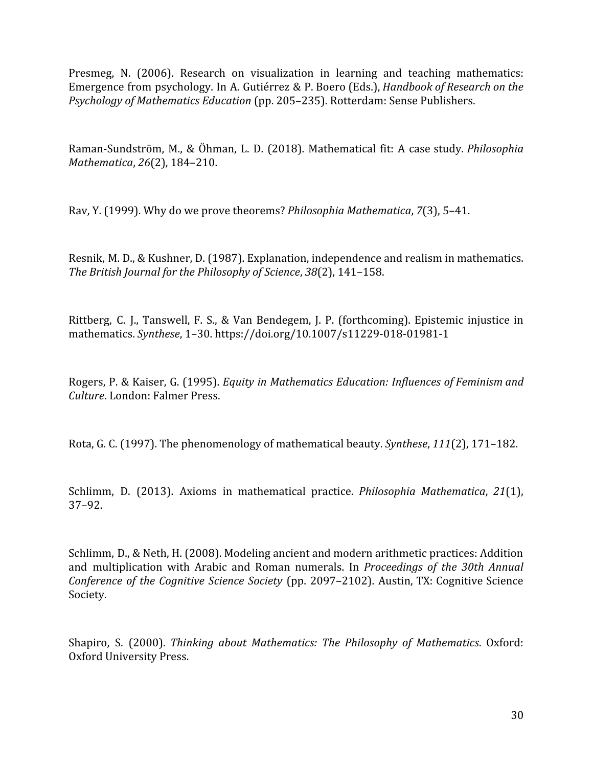Presmeg, N. (2006). Research on visualization in learning and teaching mathematics: Emergence from psychology. In A. Gutiérrez & P. Boero (Eds.), *Handbook of Research on the Psychology of Mathematics Education* (pp. 205–235). Rotterdam: Sense Publishers.

Raman-Sundström, M., & Öhman, L. D. (2018). Mathematical fit: A case study. *Philosophia Mathematica*, *26*(2), 184–210.

Rav, Y. (1999). Why do we prove theorems? *Philosophia Mathematica*, *7*(3), 5–41.

Resnik, M. D., & Kushner, D. (1987). Explanation, independence and realism in mathematics. *The British Journal for the Philosophy of Science*, *38*(2), 141–158.

Rittberg, C. J., Tanswell, F. S., & Van Bendegem, J. P. (forthcoming). Epistemic injustice in mathematics. *Synthese*, 1–30. https://doi.org/10.1007/s11229-018-01981-1

Rogers, P. & Kaiser, G. (1995). *Equity in Mathematics Education: Influences of Feminism and Culture*. London: Falmer Press.

Rota, G. C. (1997). The phenomenology of mathematical beauty. *Synthese*, *111*(2), 171–182.

Schlimm, D. (2013). Axioms in mathematical practice. *Philosophia Mathematica*, *21*(1), 37–92.

Schlimm, D., & Neth, H. (2008). Modeling ancient and modern arithmetic practices: Addition and multiplication with Arabic and Roman numerals. In *Proceedings of the 30th Annual Conference of the Cognitive Science Society* (pp. 2097–2102). Austin, TX: Cognitive Science Society.

Shapiro, S. (2000). *Thinking about Mathematics: The Philosophy of Mathematics*. Oxford: Oxford University Press.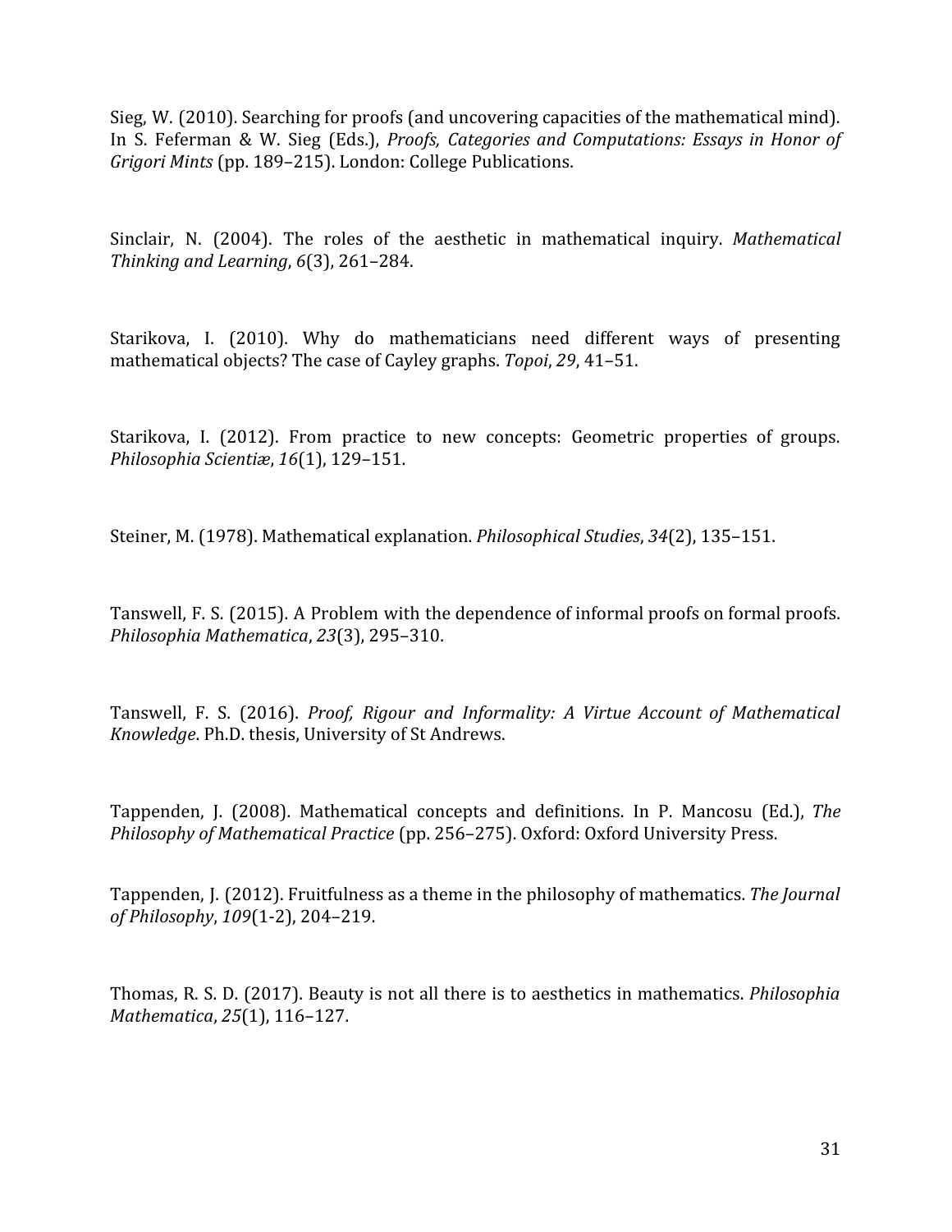Sieg, W. (2010). Searching for proofs (and uncovering capacities of the mathematical mind). In S. Feferman & W. Sieg (Eds.), *Proofs, Categories and Computations: Essays in Honor of Grigori Mints* (pp. 189–215). London: College Publications.

Sinclair, N. (2004). The roles of the aesthetic in mathematical inquiry. *Mathematical Thinking and Learning*, *6*(3), 261–284.

Starikova, I. (2010). Why do mathematicians need different ways of presenting mathematical objects? The case of Cayley graphs. *Topoi*, *29*, 41–51.

Starikova, I. (2012). From practice to new concepts: Geometric properties of groups. *Philosophia Scientiæ*, *16*(1), 129–151.

Steiner, M. (1978). Mathematical explanation. *Philosophical Studies*, *34*(2), 135–151.

Tanswell, F. S. (2015). A Problem with the dependence of informal proofs on formal proofs. *Philosophia Mathematica*, *23*(3), 295–310.

Tanswell, F. S. (2016). *Proof, Rigour and Informality: A Virtue Account of Mathematical Knowledge*. Ph.D. thesis, University of St Andrews.

Tappenden, J. (2008). Mathematical concepts and definitions. In P. Mancosu (Ed.), *The Philosophy of Mathematical Practice* (pp. 256–275). Oxford: Oxford University Press.

Tappenden, J. (2012). Fruitfulness as a theme in the philosophy of mathematics. *The Journal of Philosophy*, *109*(1-2), 204–219.

Thomas, R. S. D. (2017). Beauty is not all there is to aesthetics in mathematics. *Philosophia Mathematica*, *25*(1), 116–127.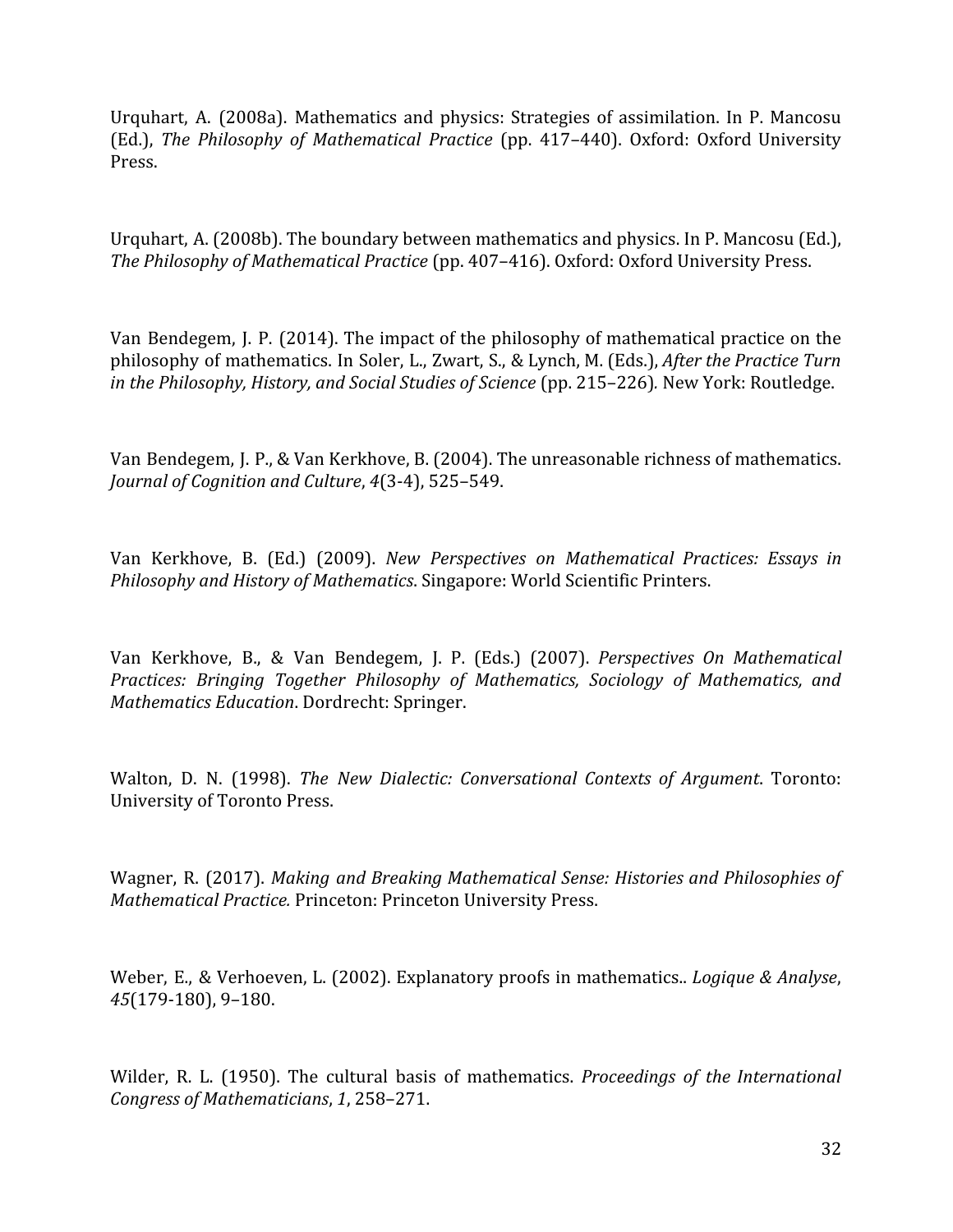Urquhart, A. (2008a). Mathematics and physics: Strategies of assimilation. In P. Mancosu (Ed.), *The Philosophy of Mathematical Practice* (pp. 417–440). Oxford: Oxford University Press.

Urquhart, A. (2008b). The boundary between mathematics and physics. In P. Mancosu (Ed.), *The Philosophy of Mathematical Practice* (pp. 407–416). Oxford: Oxford University Press.

Van Bendegem, J. P. (2014). The impact of the philosophy of mathematical practice on the philosophy of mathematics. In Soler, L., Zwart, S., & Lynch, M. (Eds.), *After the Practice Turn in the Philosophy, History, and Social Studies of Science* (pp. 215–226). New York: Routledge.

Van Bendegem, J. P., & Van Kerkhove, B. (2004). The unreasonable richness of mathematics. *Journal of Cognition and Culture*, *4*(3-4), 525–549.

Van Kerkhove, B. (Ed.) (2009). *New Perspectives on Mathematical Practices: Essays in Philosophy and History of Mathematics.* Singapore: World Scientific Printers.

Van Kerkhove, B., & Van Bendegem, J. P. (Eds.) (2007). *Perspectives On Mathematical Practices: Bringing Together Philosophy of Mathematics, Sociology of Mathematics, and Mathematics Education*. Dordrecht: Springer.

Walton, D. N. (1998). *The New Dialectic: Conversational Contexts of Argument*. Toronto: University of Toronto Press.

Wagner, R. (2017). *Making and Breaking Mathematical Sense: Histories and Philosophies of Mathematical Practice.* Princeton: Princeton University Press.

Weber, E., & Verhoeven, L. (2002). Explanatory proofs in mathematics.. *Logique & Analyse*, *45*(179-180), 9–180.

Wilder, R. L. (1950). The cultural basis of mathematics. *Proceedings of the International Congress of Mathematicians*, *1*, 258–271.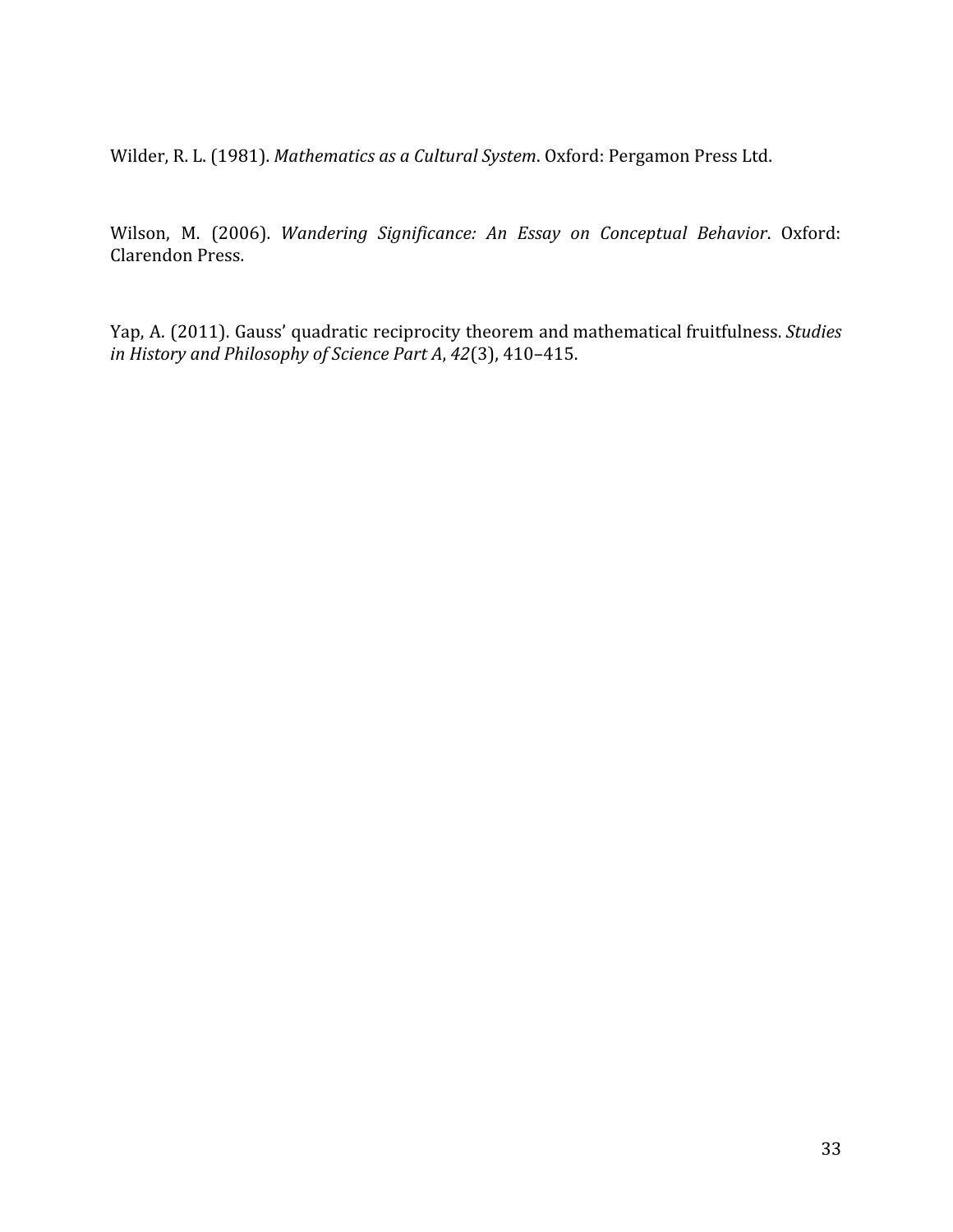Wilder, R. L. (1981). *Mathematics as a Cultural System*. Oxford: Pergamon Press Ltd.

Wilson, M. (2006). *Wandering Significance: An Essay on Conceptual Behavior*. Oxford: Clarendon Press.

Yap, A. (2011). Gauss' quadratic reciprocity theorem and mathematical fruitfulness. *Studies in History and Philosophy of Science Part A*, *42*(3), 410–415.